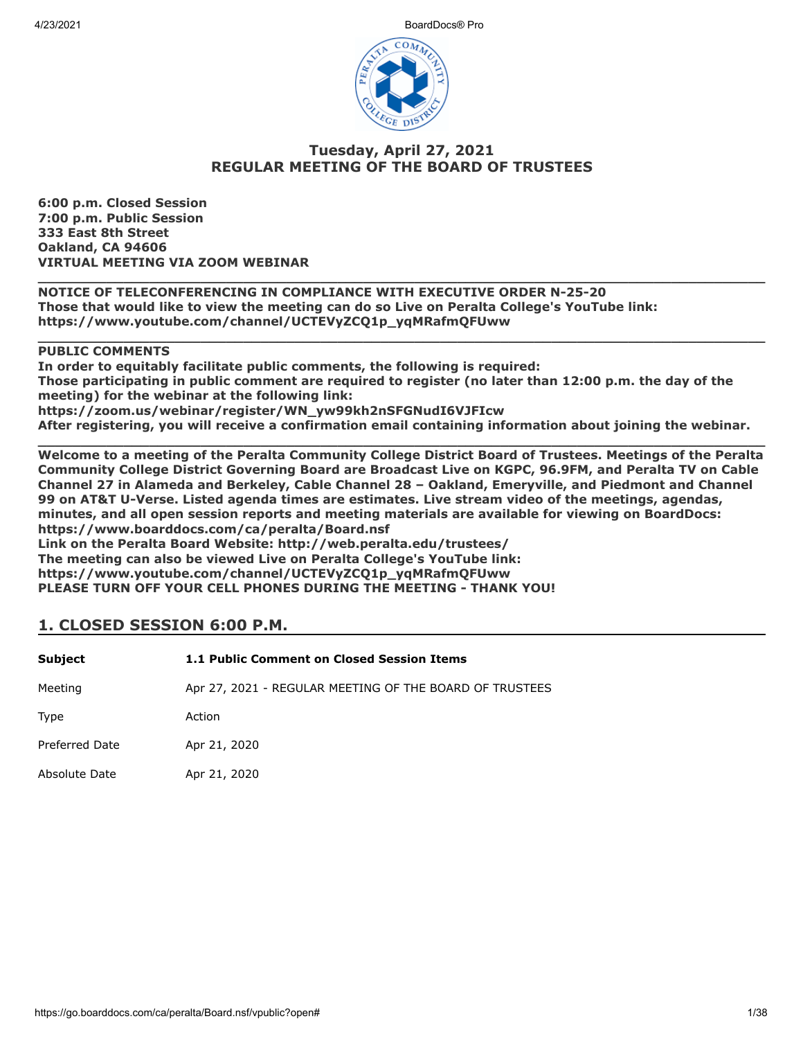## Tuesday, April 27, 2021
## REGULAR MEETING OF THE BOARD OF TRUSTEES

**6:00 p.m. Closed Session**
**7:00 p.m. Public Session**
**333 East 8th Street**
**Oakland, CA 94606**
**VIRTUAL MEETING VIA ZOOM WEBINAR**

---

**NOTICE OF TELECONFERENCING IN COMPLIANCE WITH EXECUTIVE ORDER N-25-20**
**Those that would like to view the meeting can do so Live on Peralta College's YouTube link:**
**https://www.youtube.com/channel/UCTEVyZCQ1p_yqMRafmQFUww**

---

**PUBLIC COMMENTS**
**In order to equitably facilitate public comments, the following is required:**
**Those participating in public comment are required to register (no later than 12:00 p.m. the day of the meeting) for the webinar at the following link:**
**https://zoom.us/webinar/register/WN_yw99kh2nSFGNudI6VJFIcw**
**After registering, you will receive a confirmation email containing information about joining the webinar.**

---

**Welcome to a meeting of the Peralta Community College District Board of Trustees. Meetings of the Peralta Community College District Governing Board are Broadcast Live on KGPC, 96.9FM, and Peralta TV on Cable Channel 27 in Alameda and Berkeley, Cable Channel 28 – Oakland, Emeryville, and Piedmont and Channel 99 on AT&T U-Verse. Listed agenda times are estimates. Live stream video of the meetings, agendas, minutes, and all open session reports and meeting materials are available for viewing on BoardDocs: https://www.boarddocs.com/ca/peralta/Board.nsf**
**Link on the Peralta Board Website: http://web.peralta.edu/trustees/**
**The meeting can also be viewed Live on Peralta College's YouTube link:**
**https://www.youtube.com/channel/UCTEVyZCQ1p_yqMRafmQFUww**
**PLEASE TURN OFF YOUR CELL PHONES DURING THE MEETING - THANK YOU!**

## 1. CLOSED SESSION 6:00 P.M.

| | |
|---|---|
| **Subject** | **1.1 Public Comment on Closed Session Items** |
| Meeting | Apr 27, 2021 - REGULAR MEETING OF THE BOARD OF TRUSTEES |
| Type | Action |
| Preferred Date | Apr 21, 2020 |
| Absolute Date | Apr 21, 2020 |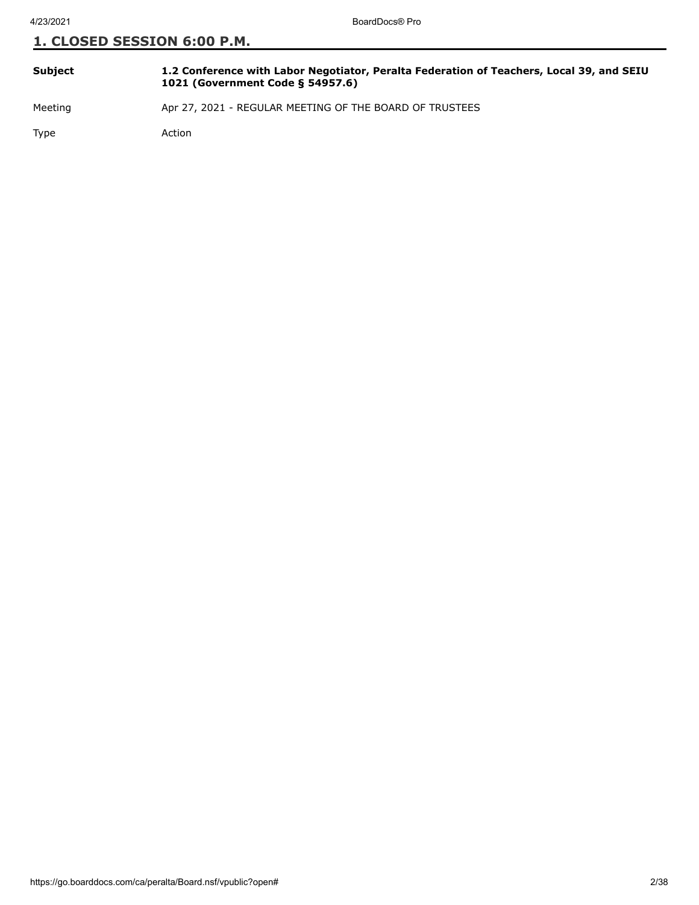## 1. CLOSED SESSION 6:00 P.M.

| | |
|---|---|
| **Subject** | **1.2 Conference with Labor Negotiator, Peralta Federation of Teachers, Local 39, and SEIU 1021 (Government Code § 54957.6)** |
| Meeting | Apr 27, 2021 - REGULAR MEETING OF THE BOARD OF TRUSTEES |
| Type | Action |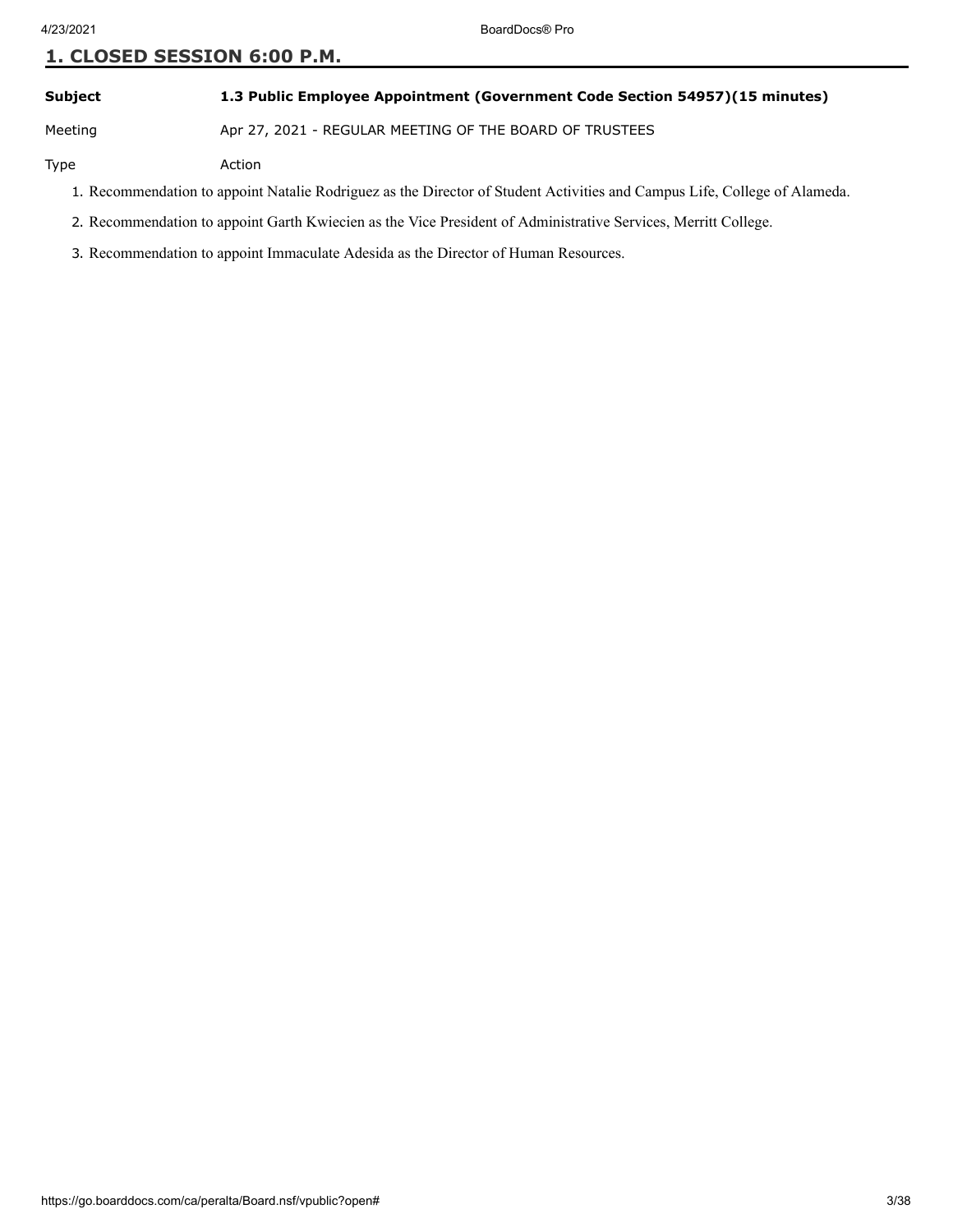## 1. CLOSED SESSION 6:00 P.M.

| | |
|---|---|
| **Subject** | **1.3 Public Employee Appointment (Government Code Section 54957)(15 minutes)** |
| Meeting | Apr 27, 2021 - REGULAR MEETING OF THE BOARD OF TRUSTEES |
| Type | Action |

1. Recommendation to appoint Natalie Rodriguez as the Director of Student Activities and Campus Life, College of Alameda.
2. Recommendation to appoint Garth Kwiecien as the Vice President of Administrative Services, Merritt College.
3. Recommendation to appoint Immaculate Adesida as the Director of Human Resources.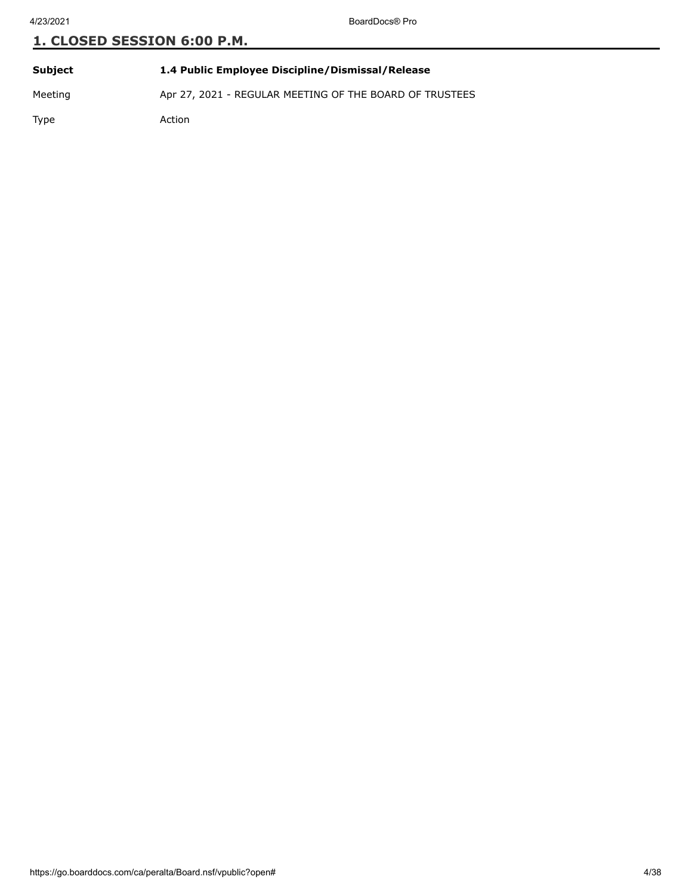## 1. CLOSED SESSION 6:00 P.M.

| **Subject** | **1.4 Public Employee Discipline/Dismissal/Release** |
|---|---|
| Meeting | Apr 27, 2021 - REGULAR MEETING OF THE BOARD OF TRUSTEES |
| Type | Action |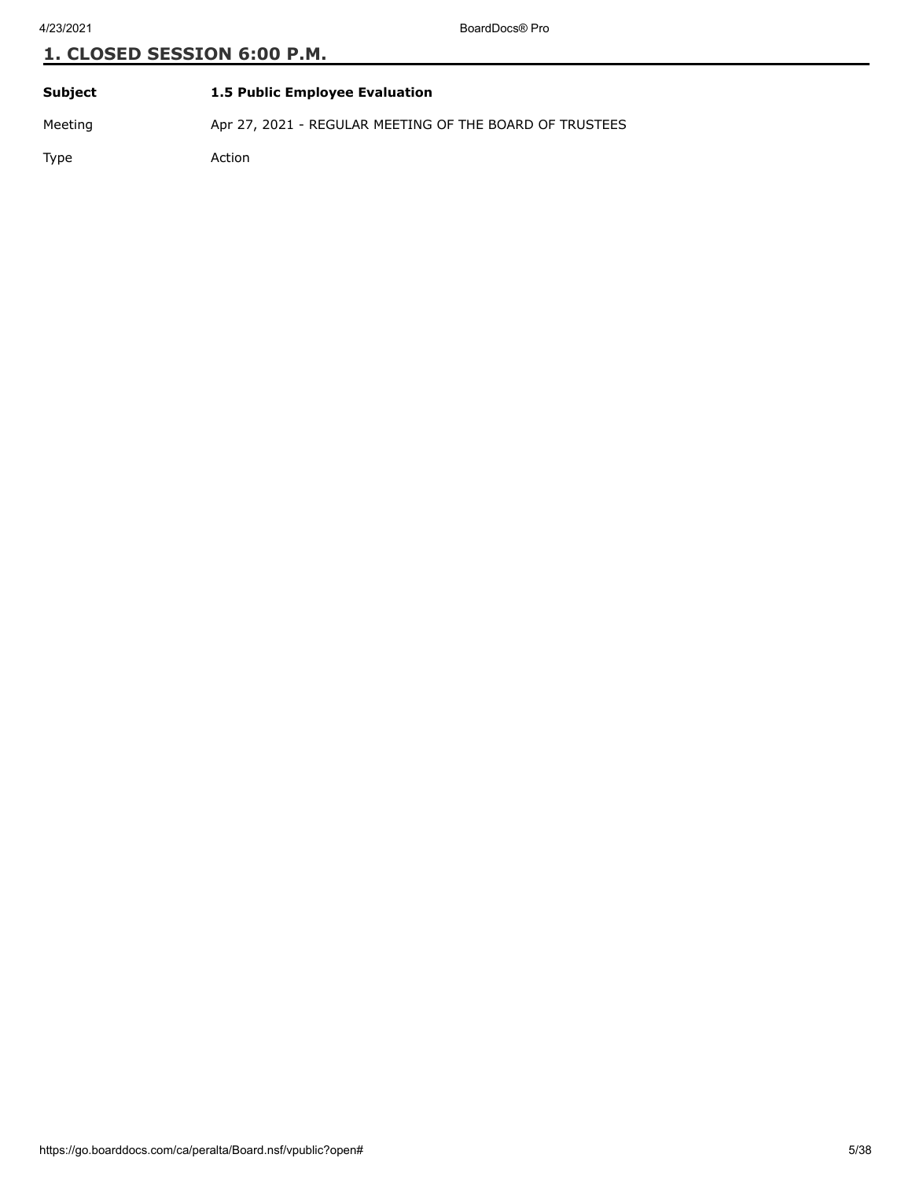## 1. CLOSED SESSION 6:00 P.M.

| | |
|---|---|
| **Subject** | **1.5 Public Employee Evaluation** |
| Meeting | Apr 27, 2021 - REGULAR MEETING OF THE BOARD OF TRUSTEES |
| Type | Action |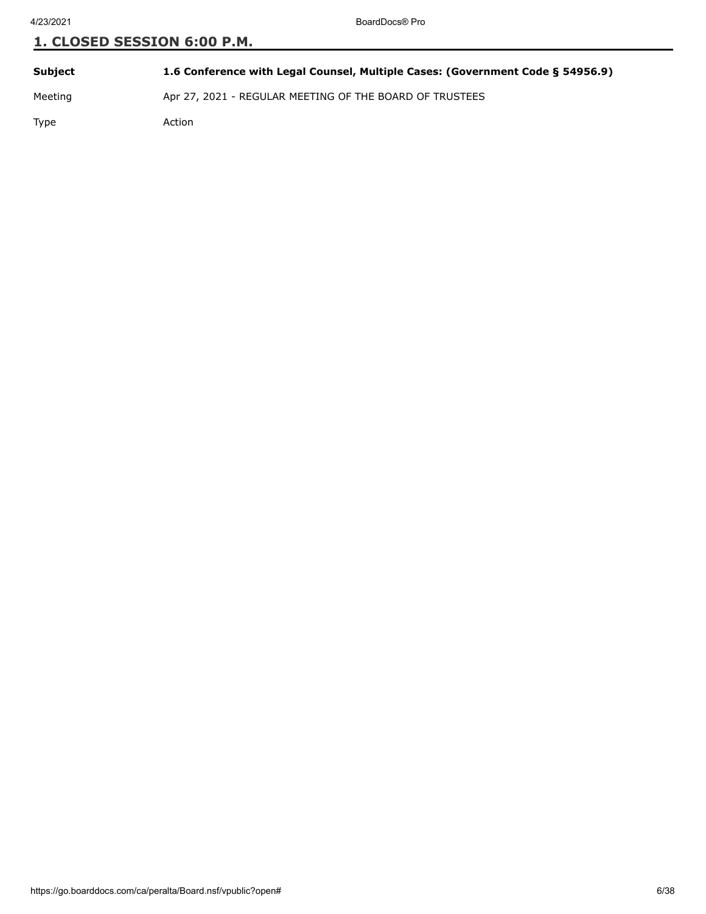## 1. CLOSED SESSION 6:00 P.M.

| | |
|---|---|
| **Subject** | **1.6 Conference with Legal Counsel, Multiple Cases: (Government Code § 54956.9)** |
| Meeting | Apr 27, 2021 - REGULAR MEETING OF THE BOARD OF TRUSTEES |
| Type | Action |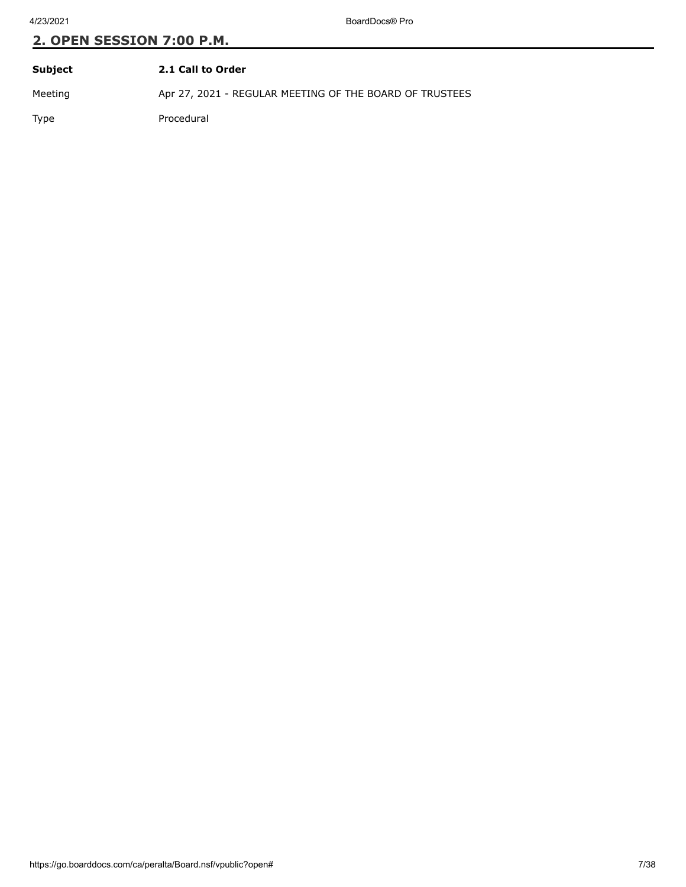## 2. OPEN SESSION 7:00 P.M.

| | |
|---|---|
| **Subject** | **2.1 Call to Order** |
| Meeting | Apr 27, 2021 - REGULAR MEETING OF THE BOARD OF TRUSTEES |
| Type | Procedural |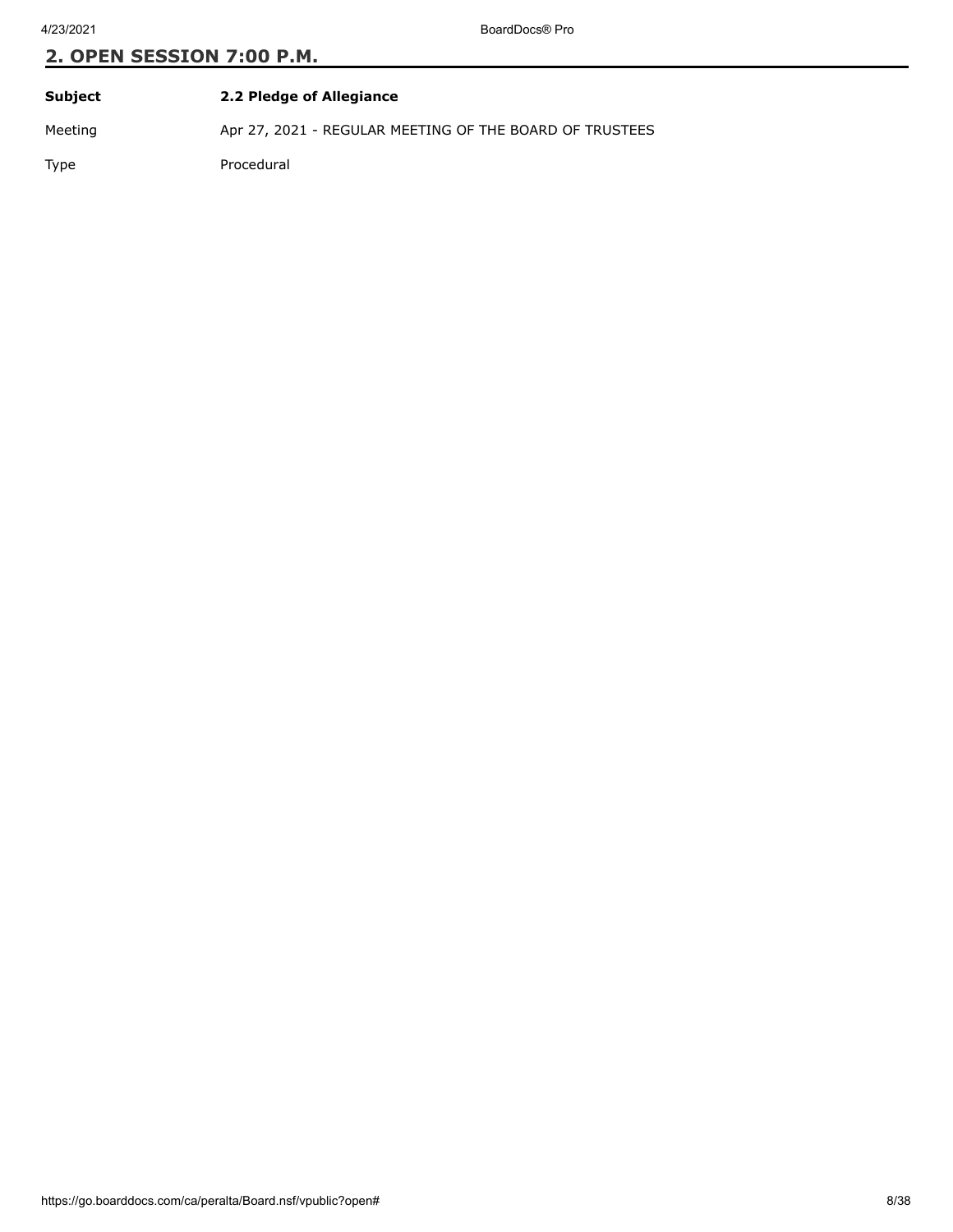## 2. OPEN SESSION 7:00 P.M.

| | |
|---|---|
| **Subject** | **2.2 Pledge of Allegiance** |
| Meeting | Apr 27, 2021 - REGULAR MEETING OF THE BOARD OF TRUSTEES |
| Type | Procedural |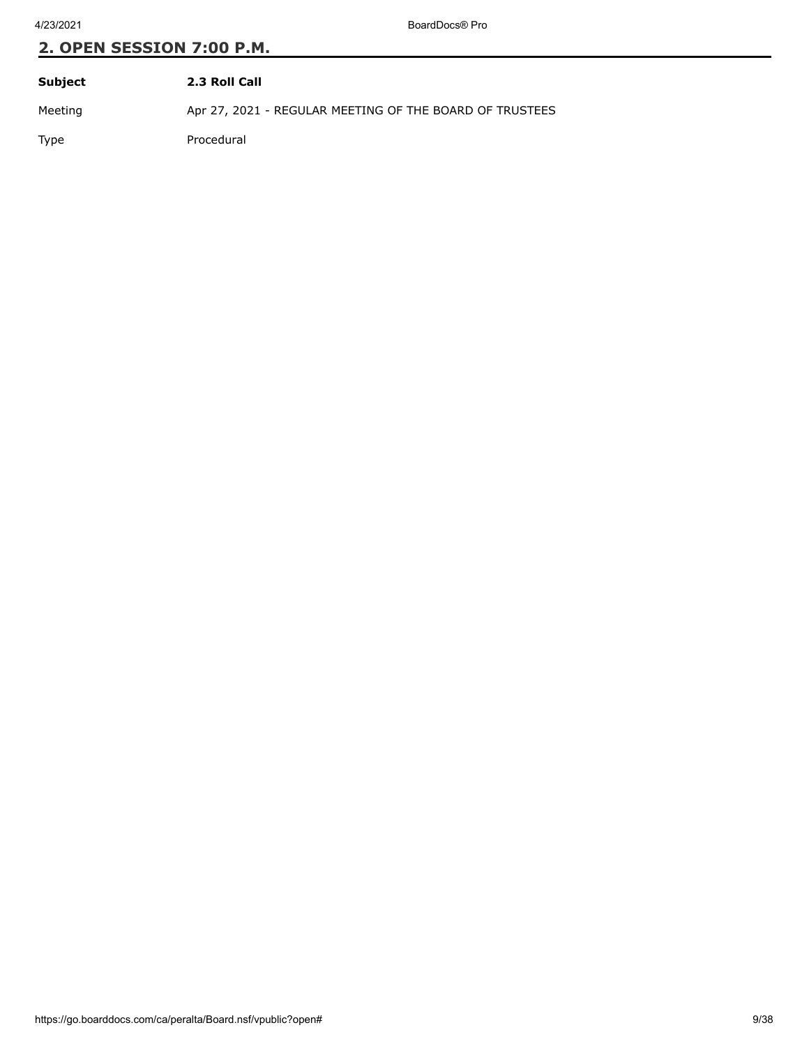## 2. OPEN SESSION 7:00 P.M.

| **Subject** | **2.3 Roll Call** |
| --- | --- |
| Meeting | Apr 27, 2021 - REGULAR MEETING OF THE BOARD OF TRUSTEES |
| Type | Procedural |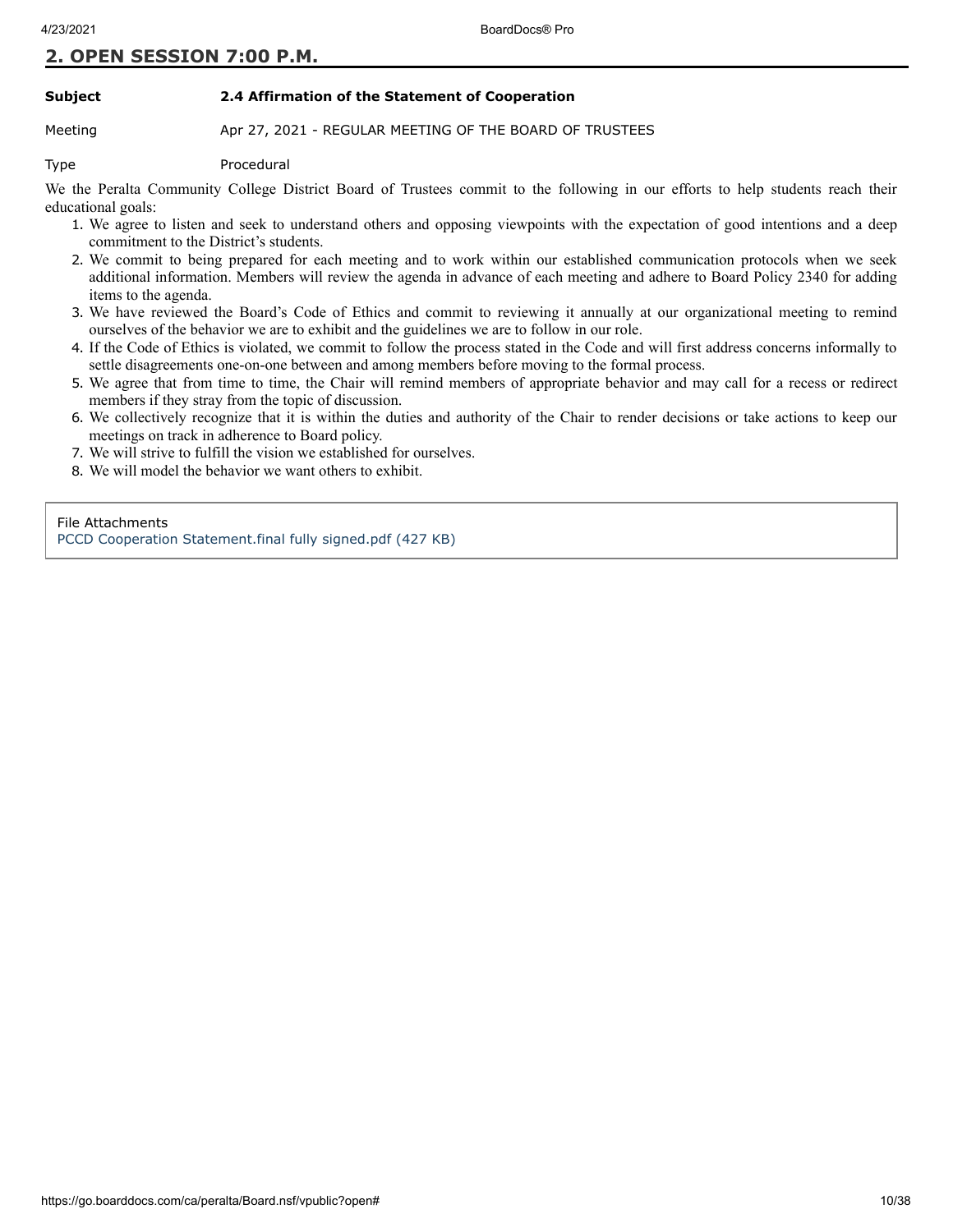## 2. OPEN SESSION 7:00 P.M.

| | |
|---|---|
| **Subject** | **2.4 Affirmation of the Statement of Cooperation** |
| Meeting | Apr 27, 2021 - REGULAR MEETING OF THE BOARD OF TRUSTEES |
| Type | Procedural |

We the Peralta Community College District Board of Trustees commit to the following in our efforts to help students reach their educational goals:

1. We agree to listen and seek to understand others and opposing viewpoints with the expectation of good intentions and a deep commitment to the District's students.
2. We commit to being prepared for each meeting and to work within our established communication protocols when we seek additional information. Members will review the agenda in advance of each meeting and adhere to Board Policy 2340 for adding items to the agenda.
3. We have reviewed the Board's Code of Ethics and commit to reviewing it annually at our organizational meeting to remind ourselves of the behavior we are to exhibit and the guidelines we are to follow in our role.
4. If the Code of Ethics is violated, we commit to follow the process stated in the Code and will first address concerns informally to settle disagreements one-on-one between and among members before moving to the formal process.
5. We agree that from time to time, the Chair will remind members of appropriate behavior and may call for a recess or redirect members if they stray from the topic of discussion.
6. We collectively recognize that it is within the duties and authority of the Chair to render decisions or take actions to keep our meetings on track in adherence to Board policy.
7. We will strive to fulfill the vision we established for ourselves.
8. We will model the behavior we want others to exhibit.

File Attachments
PCCD Cooperation Statement.final fully signed.pdf (427 KB)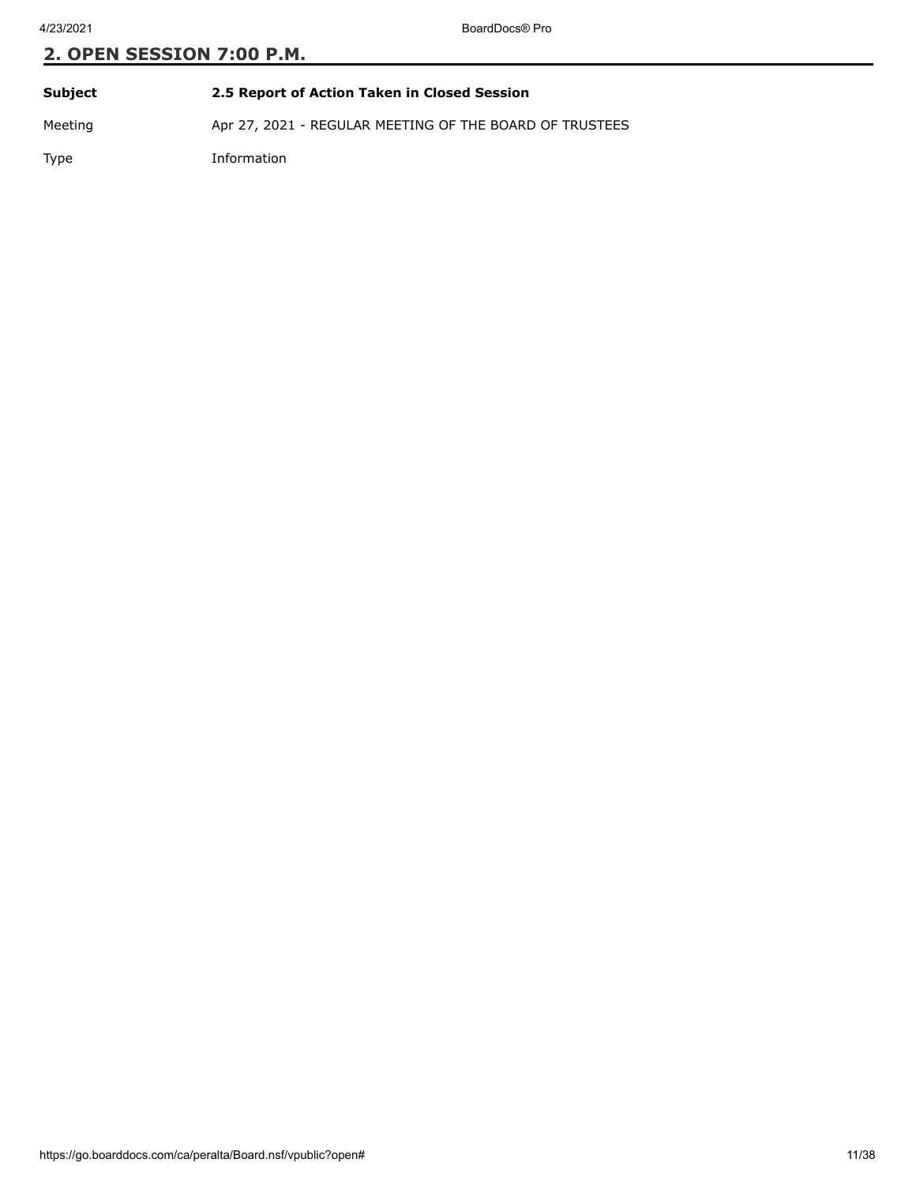## 2. OPEN SESSION 7:00 P.M.

| | |
|---|---|
| **Subject** | **2.5 Report of Action Taken in Closed Session** |
| Meeting | Apr 27, 2021 - REGULAR MEETING OF THE BOARD OF TRUSTEES |
| Type | Information |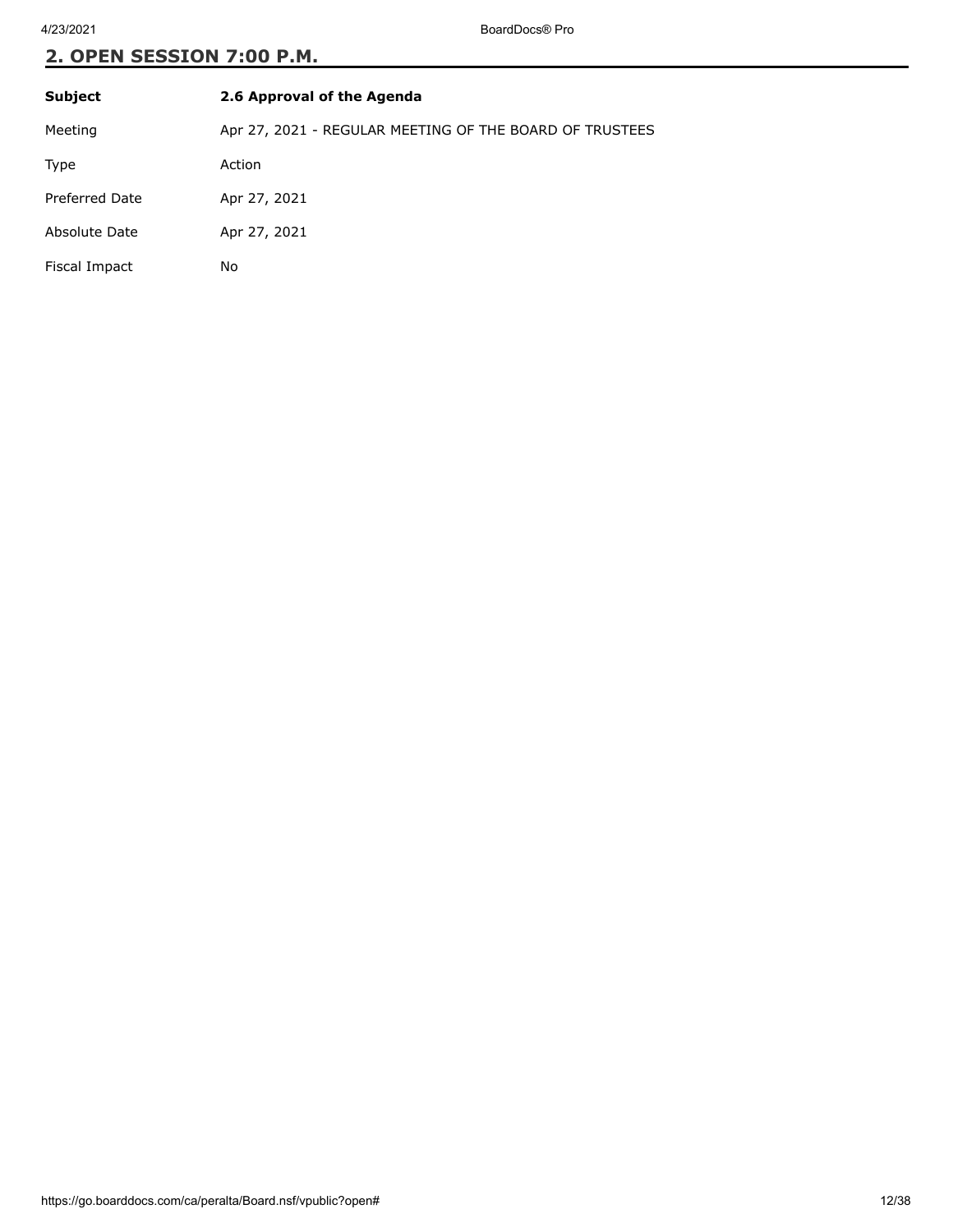## 2. OPEN SESSION 7:00 P.M.

| **Subject** | **2.6 Approval of the Agenda** |
| --- | --- |
| Meeting | Apr 27, 2021 - REGULAR MEETING OF THE BOARD OF TRUSTEES |
| Type | Action |
| Preferred Date | Apr 27, 2021 |
| Absolute Date | Apr 27, 2021 |
| Fiscal Impact | No |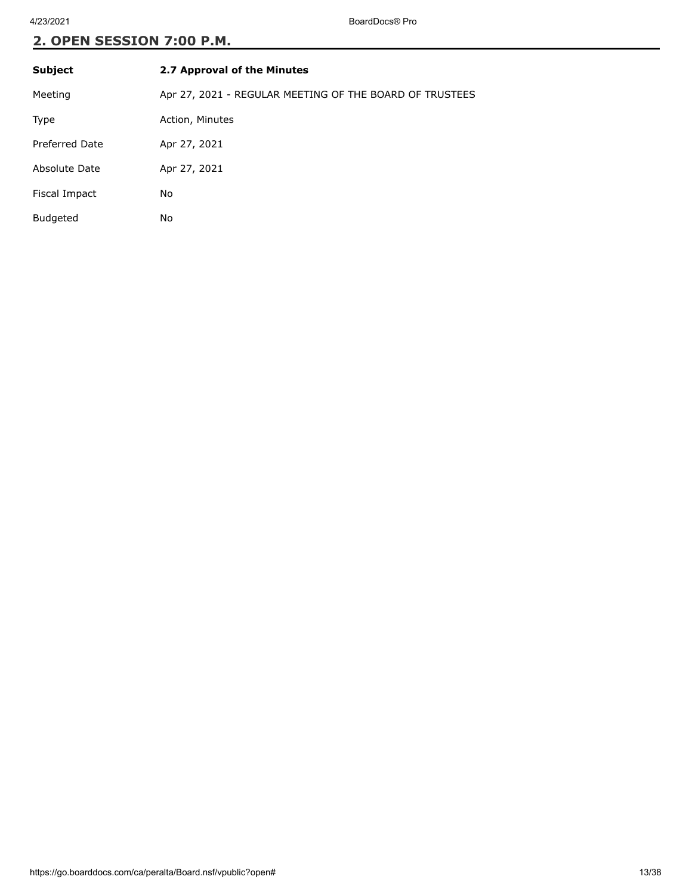## 2. OPEN SESSION 7:00 P.M.

| **Subject** | **2.7 Approval of the Minutes** |
|---|---|
| Meeting | Apr 27, 2021 - REGULAR MEETING OF THE BOARD OF TRUSTEES |
| Type | Action, Minutes |
| Preferred Date | Apr 27, 2021 |
| Absolute Date | Apr 27, 2021 |
| Fiscal Impact | No |
| Budgeted | No |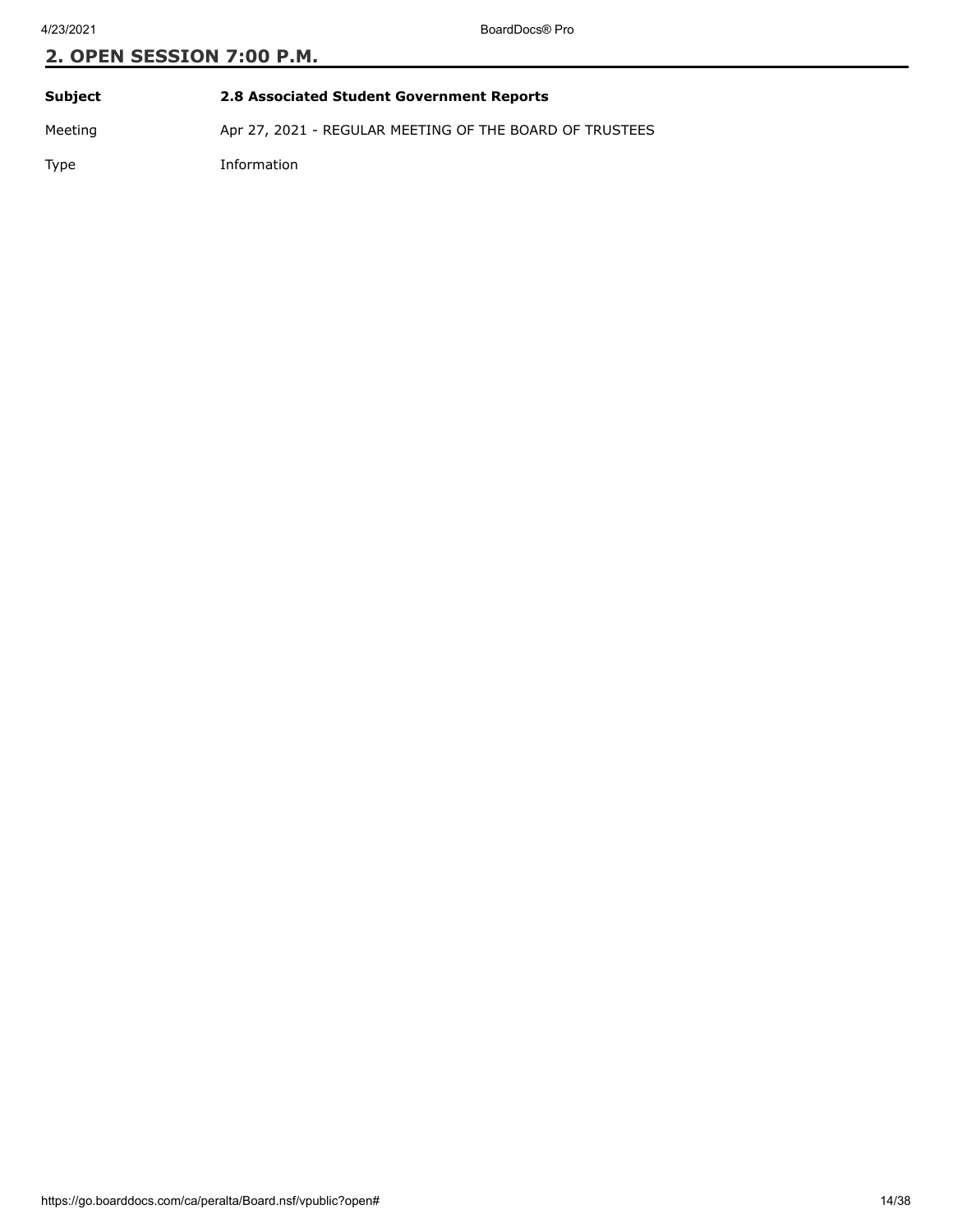## 2. OPEN SESSION 7:00 P.M.

| | |
|---|---|
| **Subject** | **2.8 Associated Student Government Reports** |
| Meeting | Apr 27, 2021 - REGULAR MEETING OF THE BOARD OF TRUSTEES |
| Type | Information |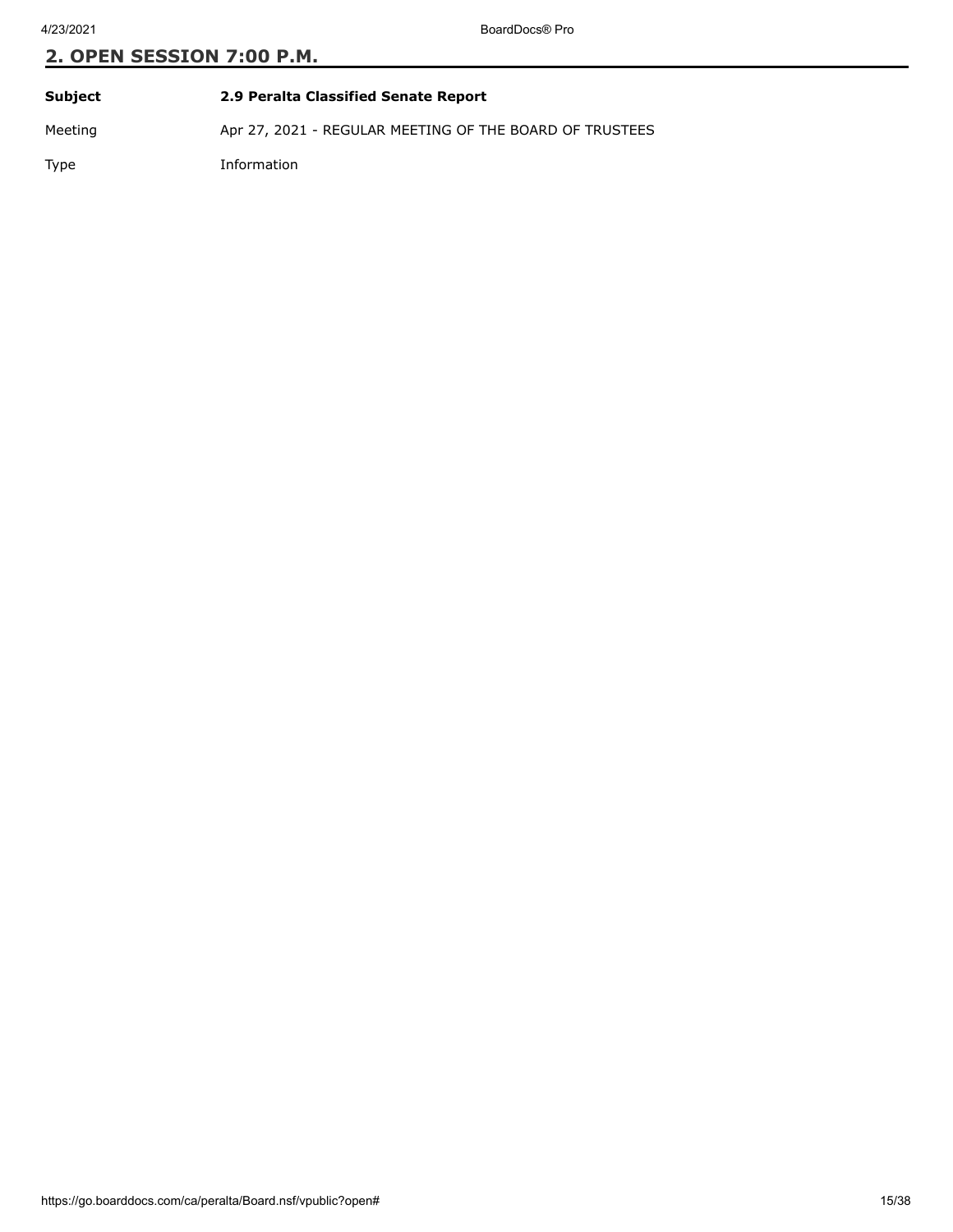## 2. OPEN SESSION 7:00 P.M.

| | |
|---|---|
| **Subject** | **2.9 Peralta Classified Senate Report** |
| Meeting | Apr 27, 2021 - REGULAR MEETING OF THE BOARD OF TRUSTEES |
| Type | Information |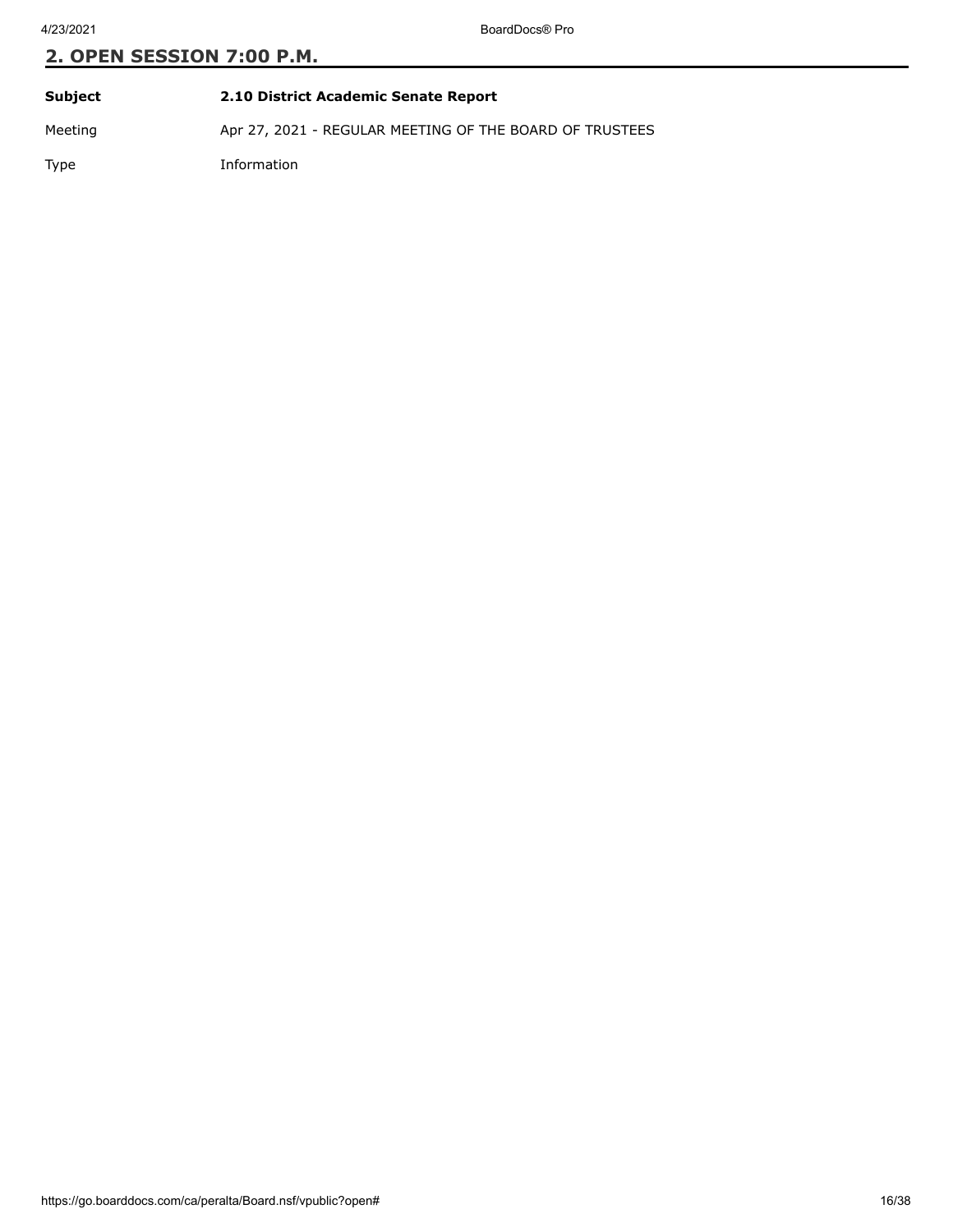## 2. OPEN SESSION 7:00 P.M.

| **Subject** | **2.10 District Academic Senate Report** |
| --- | --- |
| Meeting | Apr 27, 2021 - REGULAR MEETING OF THE BOARD OF TRUSTEES |
| Type | Information |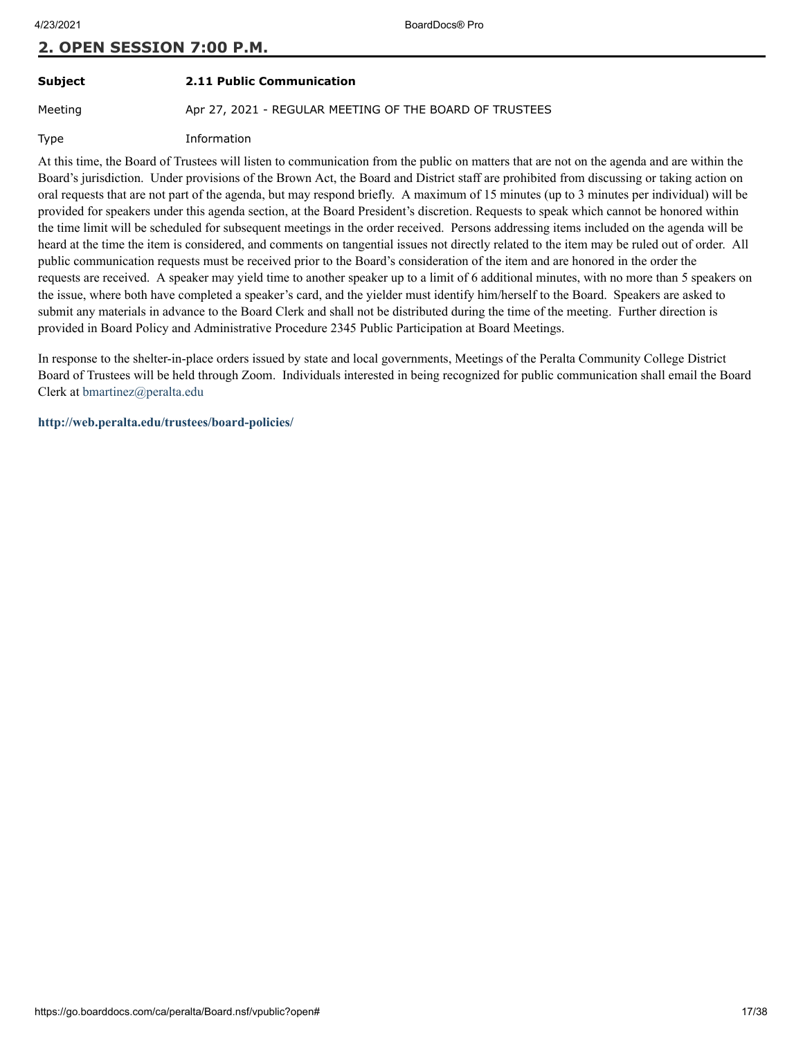## 2. OPEN SESSION 7:00 P.M.

| | |
|---|---|
| **Subject** | **2.11 Public Communication** |
| Meeting | Apr 27, 2021 - REGULAR MEETING OF THE BOARD OF TRUSTEES |
| Type | Information |

At this time, the Board of Trustees will listen to communication from the public on matters that are not on the agenda and are within the Board's jurisdiction. Under provisions of the Brown Act, the Board and District staff are prohibited from discussing or taking action on oral requests that are not part of the agenda, but may respond briefly. A maximum of 15 minutes (up to 3 minutes per individual) will be provided for speakers under this agenda section, at the Board President's discretion. Requests to speak which cannot be honored within the time limit will be scheduled for subsequent meetings in the order received. Persons addressing items included on the agenda will be heard at the time the item is considered, and comments on tangential issues not directly related to the item may be ruled out of order. All public communication requests must be received prior to the Board's consideration of the item and are honored in the order the requests are received. A speaker may yield time to another speaker up to a limit of 6 additional minutes, with no more than 5 speakers on the issue, where both have completed a speaker's card, and the yielder must identify him/herself to the Board. Speakers are asked to submit any materials in advance to the Board Clerk and shall not be distributed during the time of the meeting. Further direction is provided in Board Policy and Administrative Procedure 2345 Public Participation at Board Meetings.

In response to the shelter-in-place orders issued by state and local governments, Meetings of the Peralta Community College District Board of Trustees will be held through Zoom. Individuals interested in being recognized for public communication shall email the Board Clerk at bmartinez@peralta.edu

**http://web.peralta.edu/trustees/board-policies/**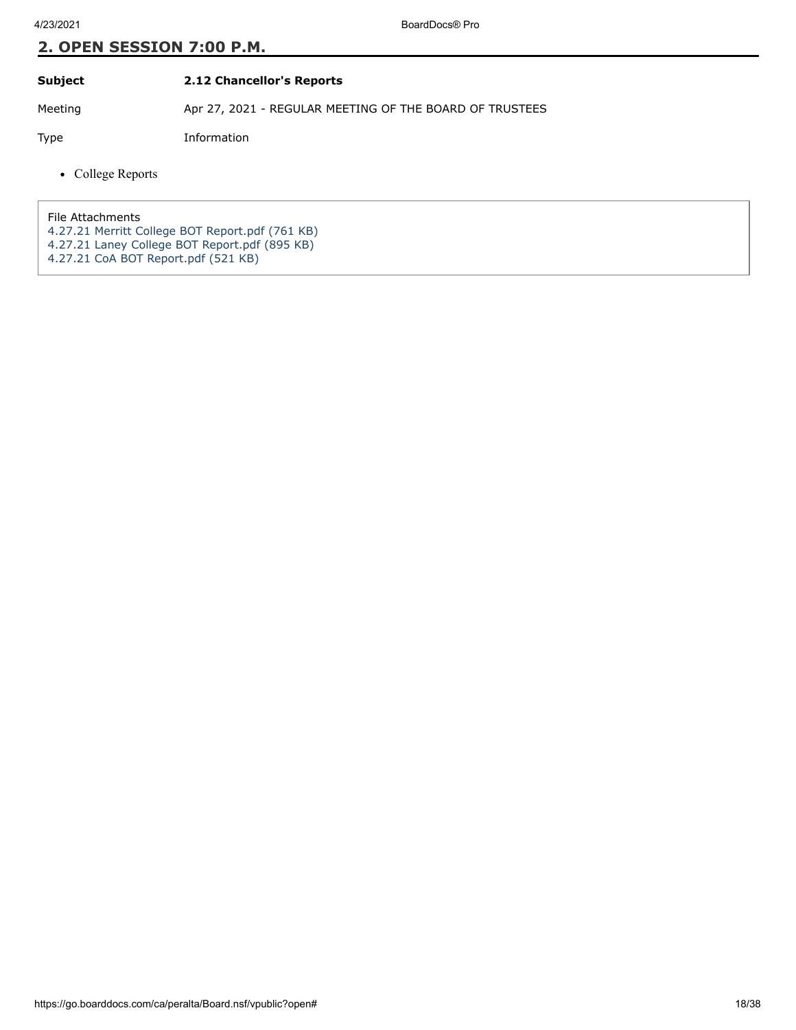## 2. OPEN SESSION 7:00 P.M.

| | |
|---|---|
| **Subject** | **2.12 Chancellor's Reports** |
| Meeting | Apr 27, 2021 - REGULAR MEETING OF THE BOARD OF TRUSTEES |
| Type | Information |

- College Reports

File Attachments
4.27.21 Merritt College BOT Report.pdf (761 KB)
4.27.21 Laney College BOT Report.pdf (895 KB)
4.27.21 CoA BOT Report.pdf (521 KB)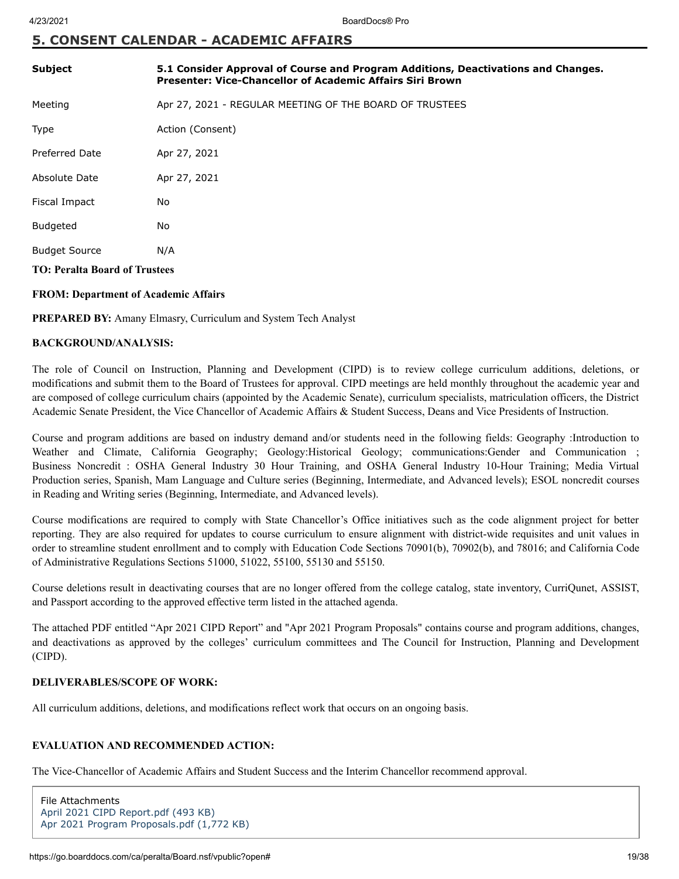## 5. CONSENT CALENDAR - ACADEMIC AFFAIRS

| | |
|---|---|
| **Subject** | **5.1 Consider Approval of Course and Program Additions, Deactivations and Changes. Presenter: Vice-Chancellor of Academic Affairs Siri Brown** |
| Meeting | Apr 27, 2021 - REGULAR MEETING OF THE BOARD OF TRUSTEES |
| Type | Action (Consent) |
| Preferred Date | Apr 27, 2021 |
| Absolute Date | Apr 27, 2021 |
| Fiscal Impact | No |
| Budgeted | No |
| Budget Source | N/A |

**TO: Peralta Board of Trustees**

**FROM: Department of Academic Affairs**

**PREPARED BY:** Amany Elmasry, Curriculum and System Tech Analyst

**BACKGROUND/ANALYSIS:**

The role of Council on Instruction, Planning and Development (CIPD) is to review college curriculum additions, deletions, or modifications and submit them to the Board of Trustees for approval. CIPD meetings are held monthly throughout the academic year and are composed of college curriculum chairs (appointed by the Academic Senate), curriculum specialists, matriculation officers, the District Academic Senate President, the Vice Chancellor of Academic Affairs & Student Success, Deans and Vice Presidents of Instruction.

Course and program additions are based on industry demand and/or students need in the following fields: Geography :Introduction to Weather and Climate, California Geography; Geology:Historical Geology; communications:Gender and Communication ; Business Noncredit : OSHA General Industry 30 Hour Training, and OSHA General Industry 10-Hour Training; Media Virtual Production series, Spanish, Mam Language and Culture series (Beginning, Intermediate, and Advanced levels); ESOL noncredit courses in Reading and Writing series (Beginning, Intermediate, and Advanced levels).

Course modifications are required to comply with State Chancellor's Office initiatives such as the code alignment project for better reporting. They are also required for updates to course curriculum to ensure alignment with district-wide requisites and unit values in order to streamline student enrollment and to comply with Education Code Sections 70901(b), 70902(b), and 78016; and California Code of Administrative Regulations Sections 51000, 51022, 55100, 55130 and 55150.

Course deletions result in deactivating courses that are no longer offered from the college catalog, state inventory, CurriQunet, ASSIST, and Passport according to the approved effective term listed in the attached agenda.

The attached PDF entitled "Apr 2021 CIPD Report" and "Apr 2021 Program Proposals" contains course and program additions, changes, and deactivations as approved by the colleges' curriculum committees and The Council for Instruction, Planning and Development (CIPD).

**DELIVERABLES/SCOPE OF WORK:**

All curriculum additions, deletions, and modifications reflect work that occurs on an ongoing basis.

**EVALUATION AND RECOMMENDED ACTION:**

The Vice-Chancellor of Academic Affairs and Student Success and the Interim Chancellor recommend approval.

File Attachments
April 2021 CIPD Report.pdf (493 KB)
Apr 2021 Program Proposals.pdf (1,772 KB)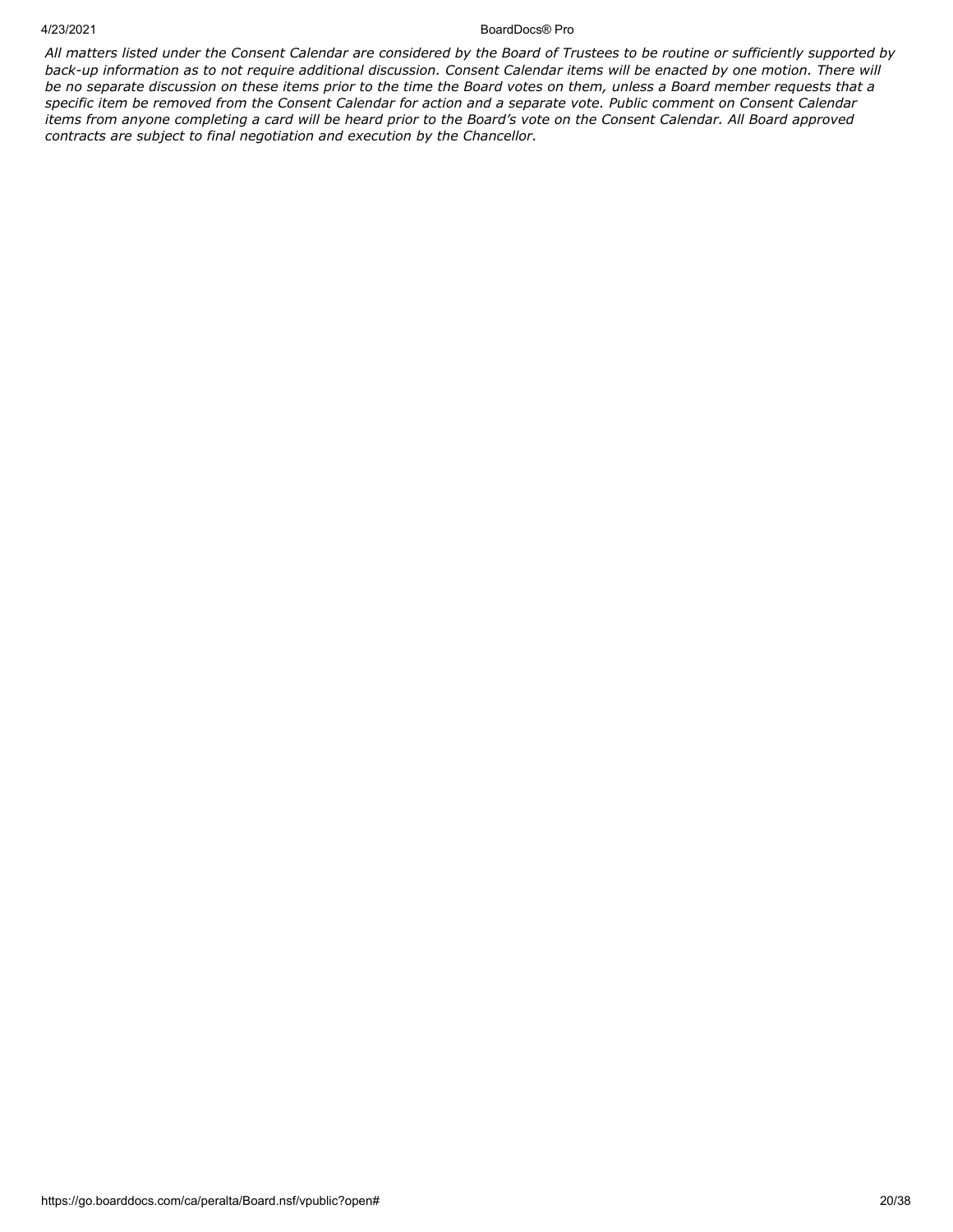*All matters listed under the Consent Calendar are considered by the Board of Trustees to be routine or sufficiently supported by back-up information as to not require additional discussion. Consent Calendar items will be enacted by one motion. There will be no separate discussion on these items prior to the time the Board votes on them, unless a Board member requests that a specific item be removed from the Consent Calendar for action and a separate vote. Public comment on Consent Calendar items from anyone completing a card will be heard prior to the Board's vote on the Consent Calendar. All Board approved contracts are subject to final negotiation and execution by the Chancellor.*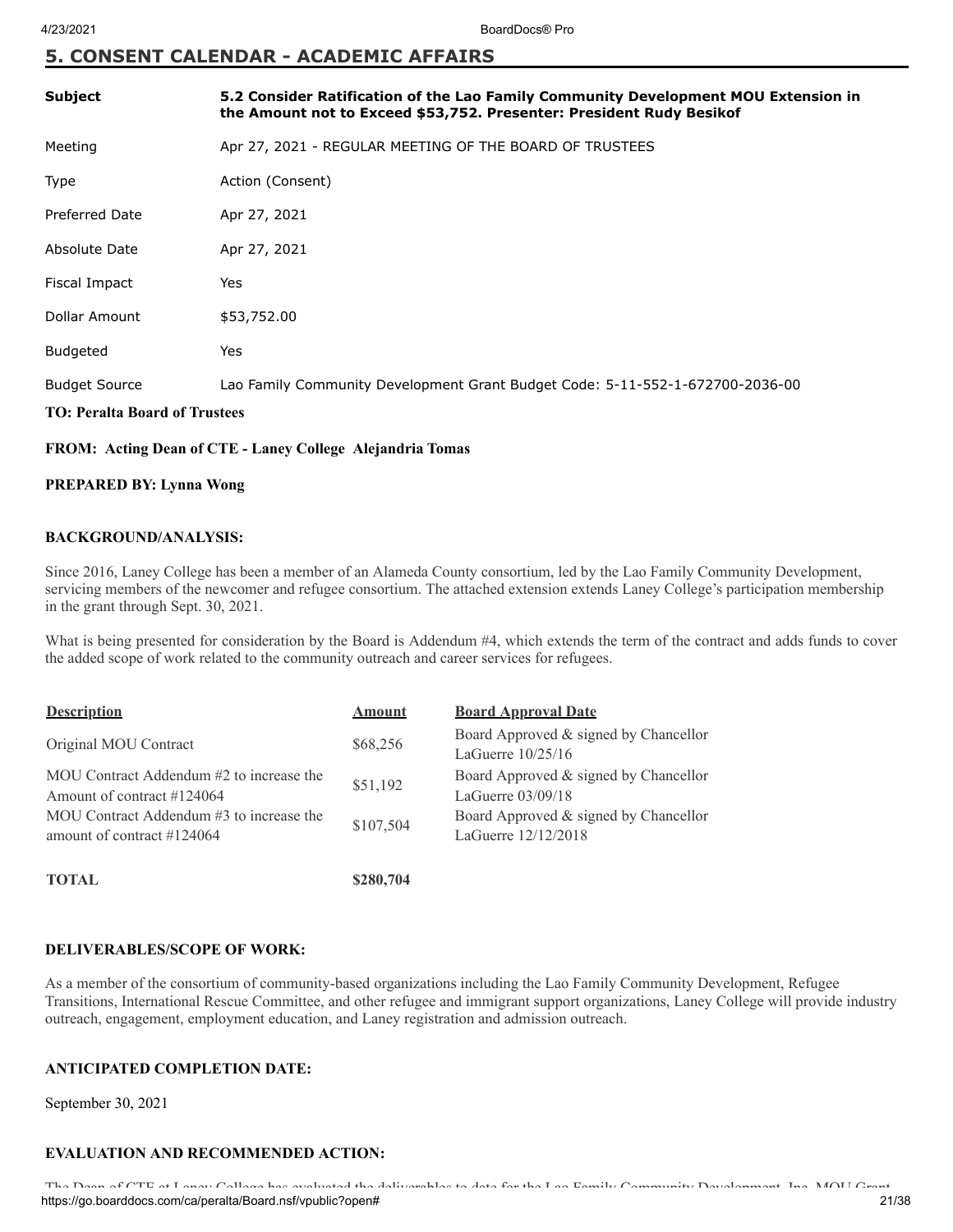## 5. CONSENT CALENDAR - ACADEMIC AFFAIRS

| | |
|---|---|
| **Subject** | **5.2 Consider Ratification of the Lao Family Community Development MOU Extension in the Amount not to Exceed $53,752. Presenter: President Rudy Besikof** |
| Meeting | Apr 27, 2021 - REGULAR MEETING OF THE BOARD OF TRUSTEES |
| Type | Action (Consent) |
| Preferred Date | Apr 27, 2021 |
| Absolute Date | Apr 27, 2021 |
| Fiscal Impact | Yes |
| Dollar Amount | $53,752.00 |
| Budgeted | Yes |
| Budget Source | Lao Family Community Development Grant Budget Code: 5-11-552-1-672700-2036-00 |

**TO: Peralta Board of Trustees**

**FROM: Acting Dean of CTE - Laney College Alejandria Tomas**

**PREPARED BY: Lynna Wong**

**BACKGROUND/ANALYSIS:**

Since 2016, Laney College has been a member of an Alameda County consortium, led by the Lao Family Community Development, servicing members of the newcomer and refugee consortium. The attached extension extends Laney College's participation membership in the grant through Sept. 30, 2021.

What is being presented for consideration by the Board is Addendum #4, which extends the term of the contract and adds funds to cover the added scope of work related to the community outreach and career services for refugees.

| Description | Amount | Board Approval Date |
|---|---|---|
| Original MOU Contract | $68,256 | Board Approved & signed by Chancellor LaGuerre 10/25/16 |
| MOU Contract Addendum #2 to increase the Amount of contract #124064 | $51,192 | Board Approved & signed by Chancellor LaGuerre 03/09/18 |
| MOU Contract Addendum #3 to increase the amount of contract #124064 | $107,504 | Board Approved & signed by Chancellor LaGuerre 12/12/2018 |
| **TOTAL** | **$280,704** | |

**DELIVERABLES/SCOPE OF WORK:**

As a member of the consortium of community-based organizations including the Lao Family Community Development, Refugee Transitions, International Rescue Committee, and other refugee and immigrant support organizations, Laney College will provide industry outreach, engagement, employment education, and Laney registration and admission outreach.

**ANTICIPATED COMPLETION DATE:**

September 30, 2021

**EVALUATION AND RECOMMENDED ACTION:**

The Dean of CTE at Laney College has evaluated the deliverables to date for the Lao Family Community Development, Inc. MOU Grant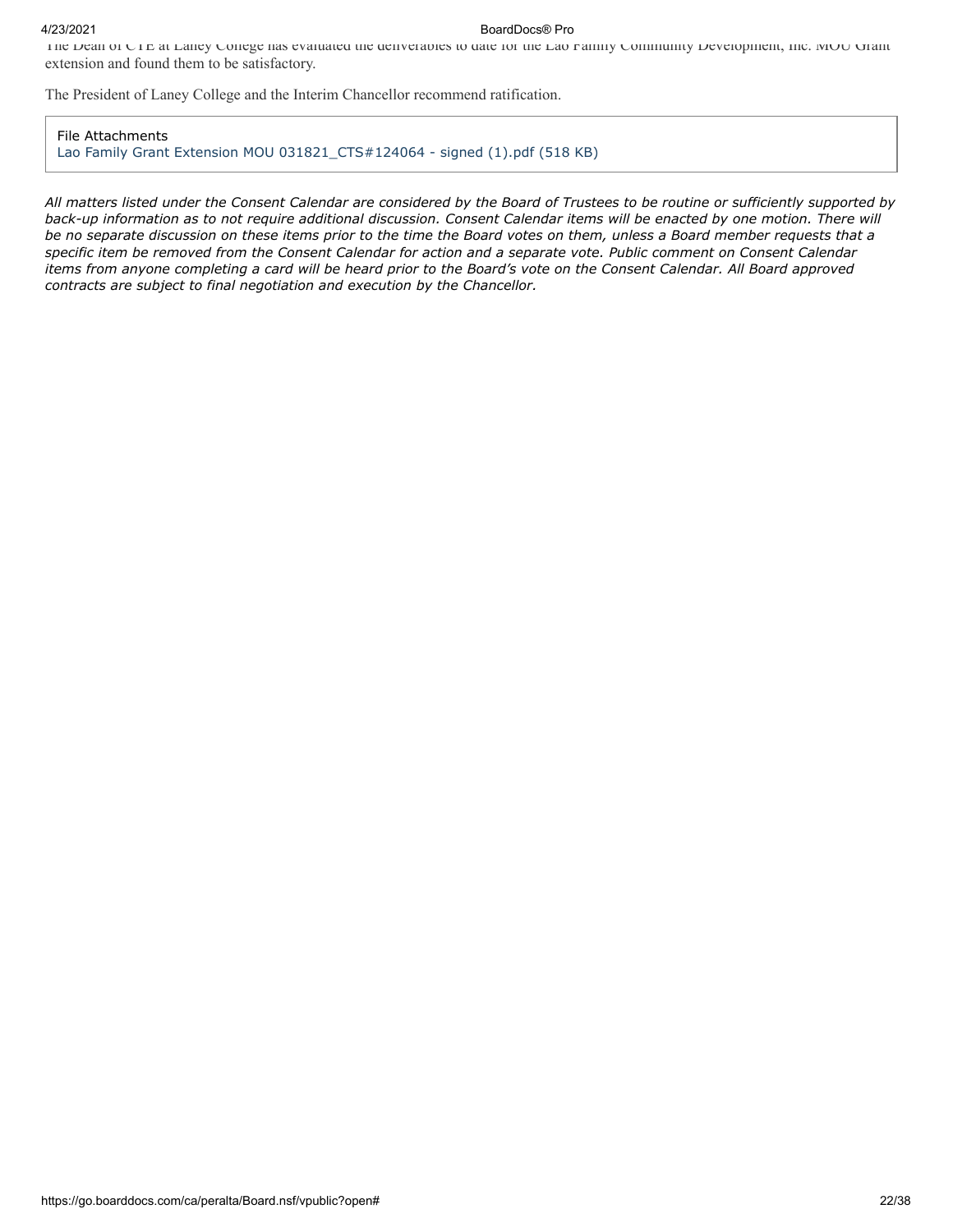The Dean of CTE at Laney College has evaluated the deliverables to date for the Lao Family Community Development, Inc. MOU Grant extension and found them to be satisfactory.

The President of Laney College and the Interim Chancellor recommend ratification.

File Attachments
Lao Family Grant Extension MOU 031821_CTS#124064 - signed (1).pdf (518 KB)

*All matters listed under the Consent Calendar are considered by the Board of Trustees to be routine or sufficiently supported by back-up information as to not require additional discussion. Consent Calendar items will be enacted by one motion. There will be no separate discussion on these items prior to the time the Board votes on them, unless a Board member requests that a specific item be removed from the Consent Calendar for action and a separate vote. Public comment on Consent Calendar items from anyone completing a card will be heard prior to the Board's vote on the Consent Calendar. All Board approved contracts are subject to final negotiation and execution by the Chancellor.*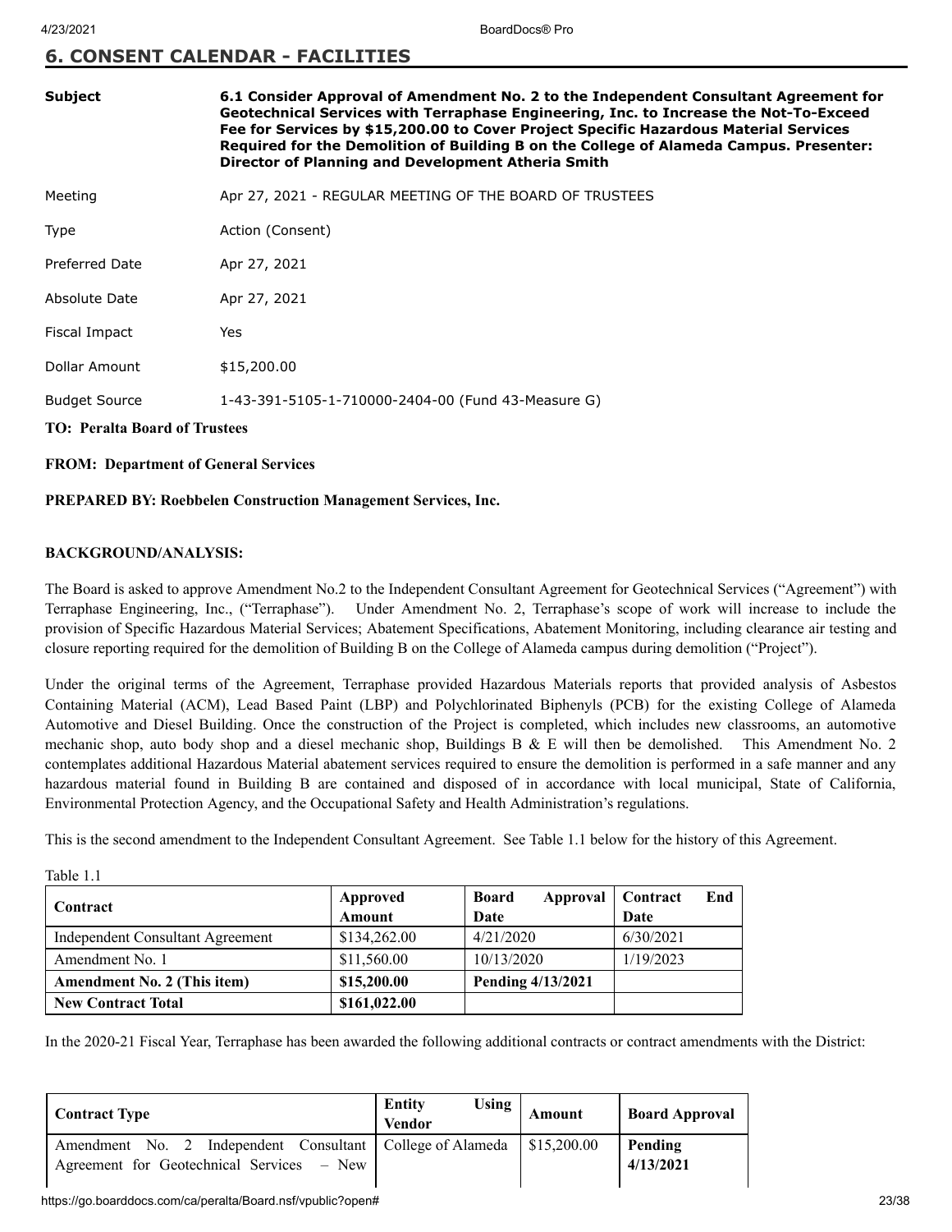## 6. CONSENT CALENDAR - FACILITIES

| | |
|---|---|
| **Subject** | **6.1 Consider Approval of Amendment No. 2 to the Independent Consultant Agreement for Geotechnical Services with Terraphase Engineering, Inc. to Increase the Not-To-Exceed Fee for Services by $15,200.00 to Cover Project Specific Hazardous Material Services Required for the Demolition of Building B on the College of Alameda Campus. Presenter: Director of Planning and Development Atheria Smith** |
| Meeting | Apr 27, 2021 - REGULAR MEETING OF THE BOARD OF TRUSTEES |
| Type | Action (Consent) |
| Preferred Date | Apr 27, 2021 |
| Absolute Date | Apr 27, 2021 |
| Fiscal Impact | Yes |
| Dollar Amount | $15,200.00 |
| Budget Source | 1-43-391-5105-1-710000-2404-00 (Fund 43-Measure G) |

**TO: Peralta Board of Trustees**

**FROM: Department of General Services**

**PREPARED BY: Roebbelen Construction Management Services, Inc.**

**BACKGROUND/ANALYSIS:**

The Board is asked to approve Amendment No.2 to the Independent Consultant Agreement for Geotechnical Services ("Agreement") with Terraphase Engineering, Inc., ("Terraphase"). Under Amendment No. 2, Terraphase's scope of work will increase to include the provision of Specific Hazardous Material Services; Abatement Specifications, Abatement Monitoring, including clearance air testing and closure reporting required for the demolition of Building B on the College of Alameda campus during demolition ("Project").

Under the original terms of the Agreement, Terraphase provided Hazardous Materials reports that provided analysis of Asbestos Containing Material (ACM), Lead Based Paint (LBP) and Polychlorinated Biphenyls (PCB) for the existing College of Alameda Automotive and Diesel Building. Once the construction of the Project is completed, which includes new classrooms, an automotive mechanic shop, auto body shop and a diesel mechanic shop, Buildings B & E will then be demolished. This Amendment No. 2 contemplates additional Hazardous Material abatement services required to ensure the demolition is performed in a safe manner and any hazardous material found in Building B are contained and disposed of in accordance with local municipal, State of California, Environmental Protection Agency, and the Occupational Safety and Health Administration's regulations.

This is the second amendment to the Independent Consultant Agreement. See Table 1.1 below for the history of this Agreement.

Table 1.1

| Contract | Approved Amount | Board Approval Date | Contract End Date |
|---|---|---|---|
| Independent Consultant Agreement | $134,262.00 | 4/21/2020 | 6/30/2021 |
| Amendment No. 1 | $11,560.00 | 10/13/2020 | 1/19/2023 |
| **Amendment No. 2 (This item)** | **$15,200.00** | **Pending 4/13/2021** | |
| **New Contract Total** | **$161,022.00** | | |

In the 2020-21 Fiscal Year, Terraphase has been awarded the following additional contracts or contract amendments with the District:

| Contract Type | Entity Using Vendor | Amount | Board Approval |
|---|---|---|---|
| Amendment No. 2 Independent Consultant Agreement for Geotechnical Services – New | College of Alameda | $15,200.00 | **Pending 4/13/2021** |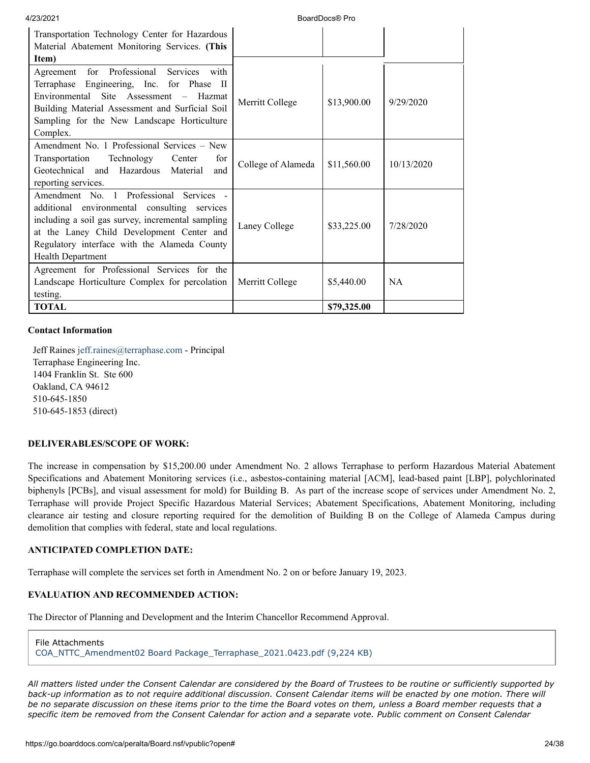| | | | |
|---|---|---|---|
| Transportation Technology Center for Hazardous Material Abatement Monitoring Services. **(This Item)** | | | |
| Agreement for Professional Services with Terraphase Engineering, Inc. for Phase II Environmental Site Assessment – Hazmat Building Material Assessment and Surficial Soil Sampling for the New Landscape Horticulture Complex. | Merritt College | $13,900.00 | 9/29/2020 |
| Amendment No. 1 Professional Services – New Transportation Technology Center for Geotechnical and Hazardous Material and reporting services. | College of Alameda | $11,560.00 | 10/13/2020 |
| Amendment No. 1 Professional Services - additional environmental consulting services including a soil gas survey, incremental sampling at the Laney Child Development Center and Regulatory interface with the Alameda County Health Department | Laney College | $33,225.00 | 7/28/2020 |
| Agreement for Professional Services for the Landscape Horticulture Complex for percolation testing. | Merritt College | $5,440.00 | NA |
| **TOTAL** | | **$79,325.00** | |

**Contact Information**

Jeff Raines jeff.raines@terraphase.com - Principal
Terraphase Engineering Inc.
1404 Franklin St. Ste 600
Oakland, CA 94612
510-645-1850
510-645-1853 (direct)

**DELIVERABLES/SCOPE OF WORK:**

The increase in compensation by $15,200.00 under Amendment No. 2 allows Terraphase to perform Hazardous Material Abatement Specifications and Abatement Monitoring services (i.e., asbestos-containing material [ACM], lead-based paint [LBP], polychlorinated biphenyls [PCBs], and visual assessment for mold) for Building B. As part of the increase scope of services under Amendment No. 2, Terraphase will provide Project Specific Hazardous Material Services; Abatement Specifications, Abatement Monitoring, including clearance air testing and closure reporting required for the demolition of Building B on the College of Alameda Campus during demolition that complies with federal, state and local regulations.

**ANTICIPATED COMPLETION DATE:**

Terraphase will complete the services set forth in Amendment No. 2 on or before January 19, 2023.

**EVALUATION AND RECOMMENDED ACTION:**

The Director of Planning and Development and the Interim Chancellor Recommend Approval.

File Attachments
COA_NTTC_Amendment02 Board Package_Terraphase_2021.0423.pdf (9,224 KB)

*All matters listed under the Consent Calendar are considered by the Board of Trustees to be routine or sufficiently supported by back-up information as to not require additional discussion. Consent Calendar items will be enacted by one motion. There will be no separate discussion on these items prior to the time the Board votes on them, unless a Board member requests that a specific item be removed from the Consent Calendar for action and a separate vote. Public comment on Consent Calendar*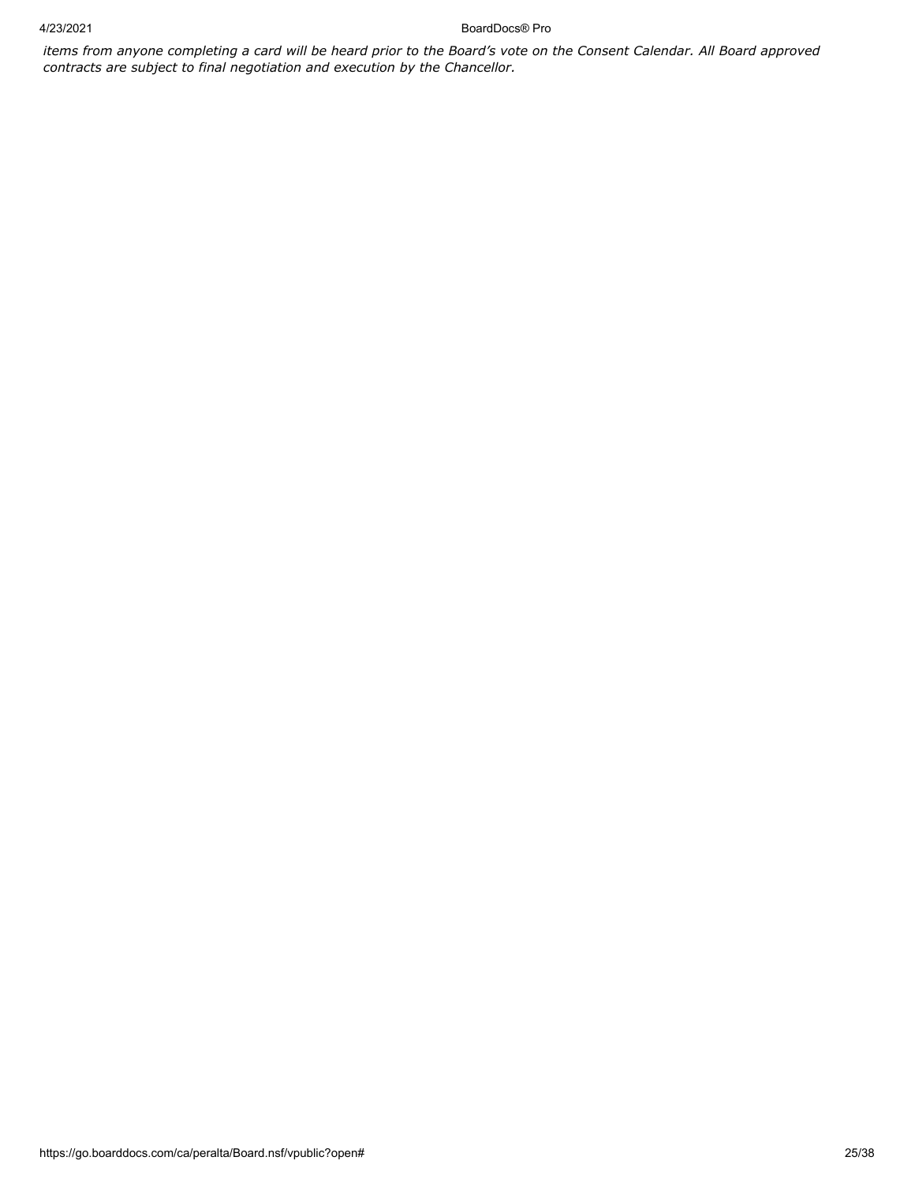*items from anyone completing a card will be heard prior to the Board's vote on the Consent Calendar. All Board approved contracts are subject to final negotiation and execution by the Chancellor.*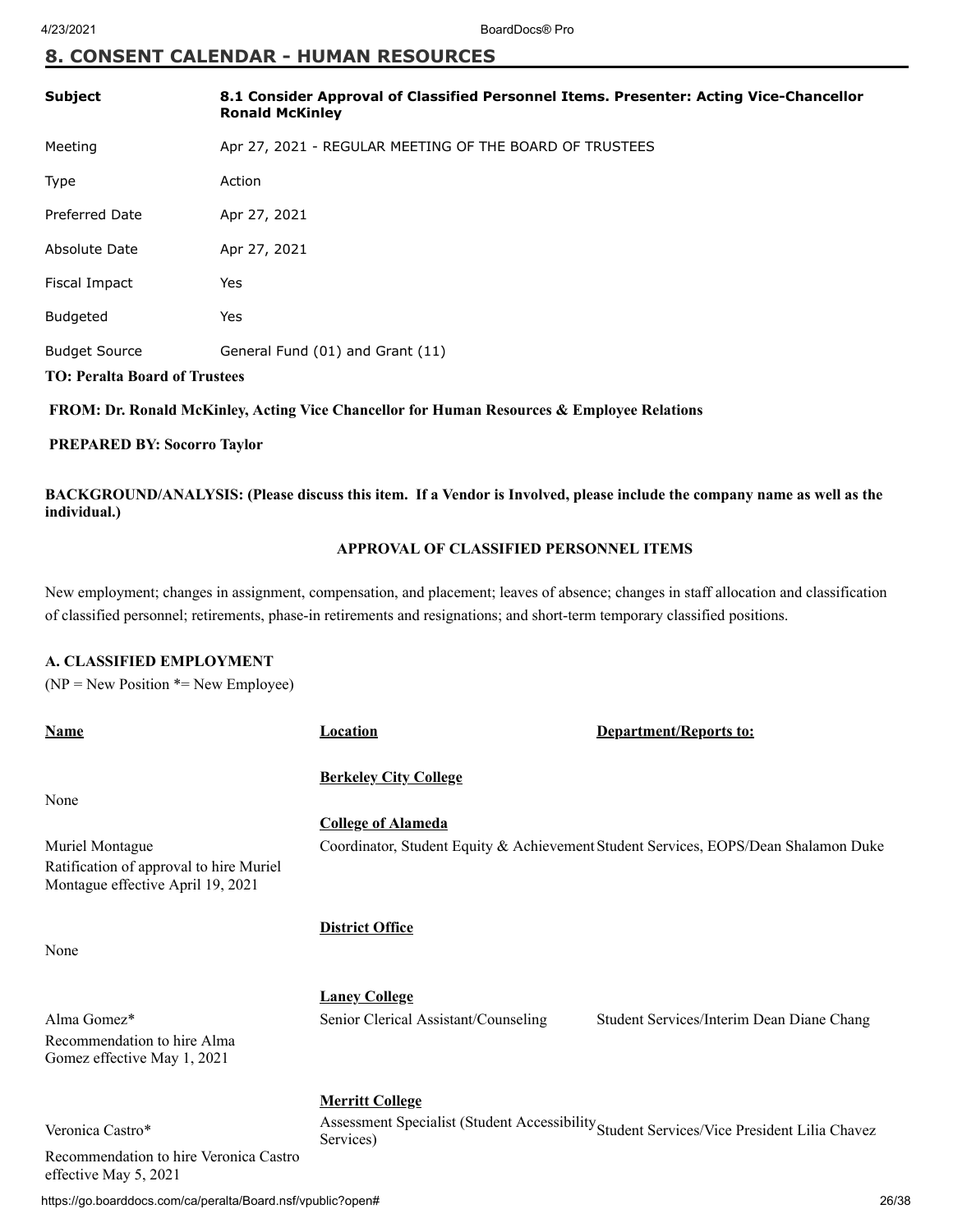## 8. CONSENT CALENDAR - HUMAN RESOURCES

| | |
|---|---|
| **Subject** | **8.1 Consider Approval of Classified Personnel Items. Presenter: Acting Vice-Chancellor Ronald McKinley** |
| Meeting | Apr 27, 2021 - REGULAR MEETING OF THE BOARD OF TRUSTEES |
| Type | Action |
| Preferred Date | Apr 27, 2021 |
| Absolute Date | Apr 27, 2021 |
| Fiscal Impact | Yes |
| Budgeted | Yes |
| Budget Source | General Fund (01) and Grant (11) |

**TO: Peralta Board of Trustees**

**FROM: Dr. Ronald McKinley, Acting Vice Chancellor for Human Resources & Employee Relations**

**PREPARED BY: Socorro Taylor**

**BACKGROUND/ANALYSIS: (Please discuss this item. If a Vendor is Involved, please include the company name as well as the individual.)**

**APPROVAL OF CLASSIFIED PERSONNEL ITEMS**

New employment; changes in assignment, compensation, and placement; leaves of absence; changes in staff allocation and classification of classified personnel; retirements, phase-in retirements and resignations; and short-term temporary classified positions.

**A. CLASSIFIED EMPLOYMENT**

(NP = New Position *= New Employee)

| **Name** | **Location** | **Department/Reports to:** |
|---|---|---|
| | **Berkeley City College** | |
| None | | |
| | **College of Alameda** | |
| Muriel Montague<br>Ratification of approval to hire Muriel Montague effective April 19, 2021 | Coordinator, Student Equity & Achievement | Student Services, EOPS/Dean Shalamon Duke |
| | **District Office** | |
| None | | |
| | **Laney College** | |
| Alma Gomez*<br>Recommendation to hire Alma Gomez effective May 1, 2021 | Senior Clerical Assistant/Counseling | Student Services/Interim Dean Diane Chang |
| | **Merritt College** | |
| Veronica Castro*<br>Recommendation to hire Veronica Castro effective May 5, 2021 | Assessment Specialist (Student Accessibility Services) | Student Services/Vice President Lilia Chavez |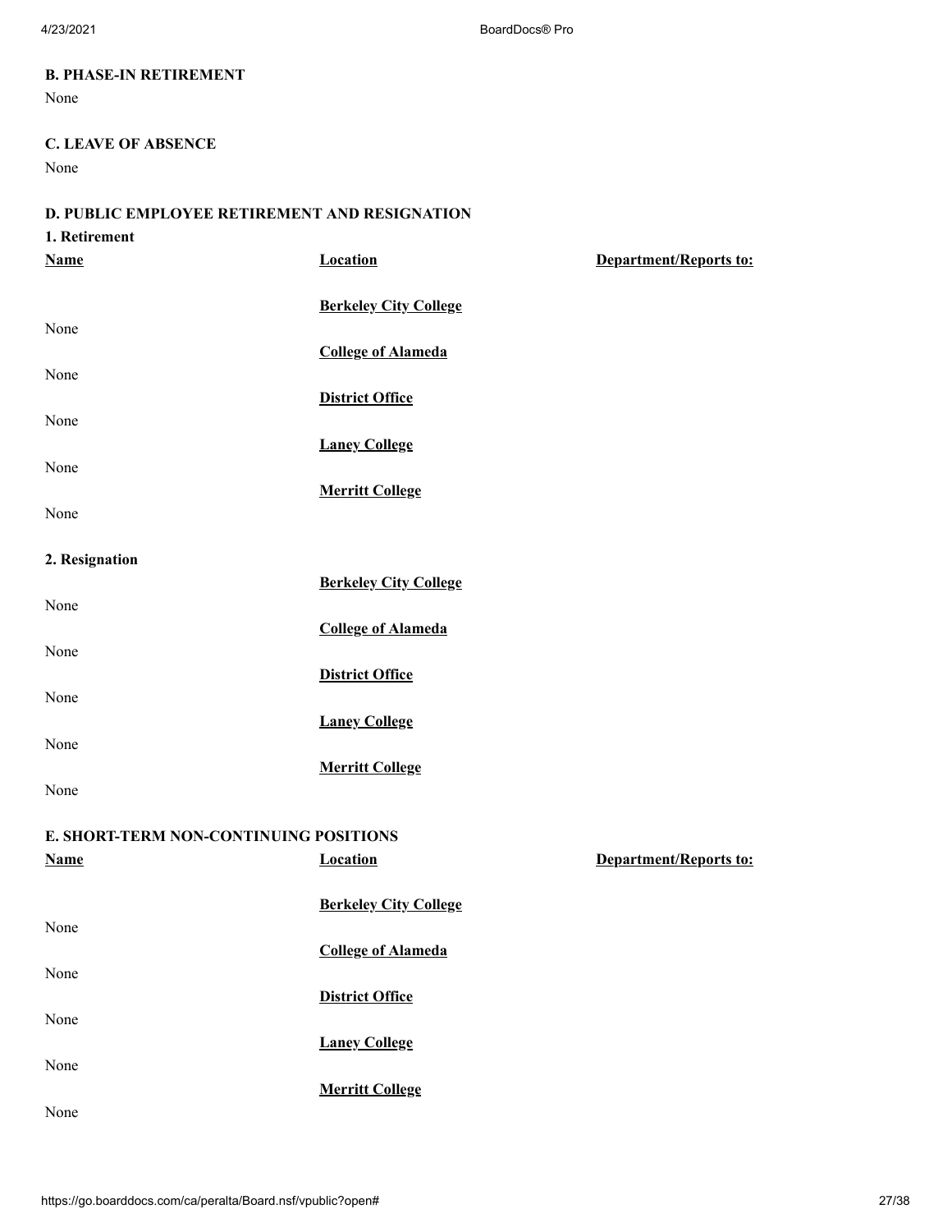**B. PHASE-IN RETIREMENT**

None

**C. LEAVE OF ABSENCE**

None

**D. PUBLIC EMPLOYEE RETIREMENT AND RESIGNATION**

**1. Retirement**

| **Name** | **Location** | **Department/Reports to:** |
| --- | --- | --- |
| | **Berkeley City College** | |
| None | | |
| | **College of Alameda** | |
| None | | |
| | **District Office** | |
| None | | |
| | **Laney College** | |
| None | | |
| | **Merritt College** | |
| None | | |

**2. Resignation**

| | | |
| --- | --- | --- |
| | **Berkeley City College** | |
| None | | |
| | **College of Alameda** | |
| None | | |
| | **District Office** | |
| None | | |
| | **Laney College** | |
| None | | |
| | **Merritt College** | |
| None | | |

**E. SHORT-TERM NON-CONTINUING POSITIONS**

| **Name** | **Location** | **Department/Reports to:** |
| --- | --- | --- |
| | **Berkeley City College** | |
| None | | |
| | **College of Alameda** | |
| None | | |
| | **District Office** | |
| None | | |
| | **Laney College** | |
| None | | |
| | **Merritt College** | |
| None | | |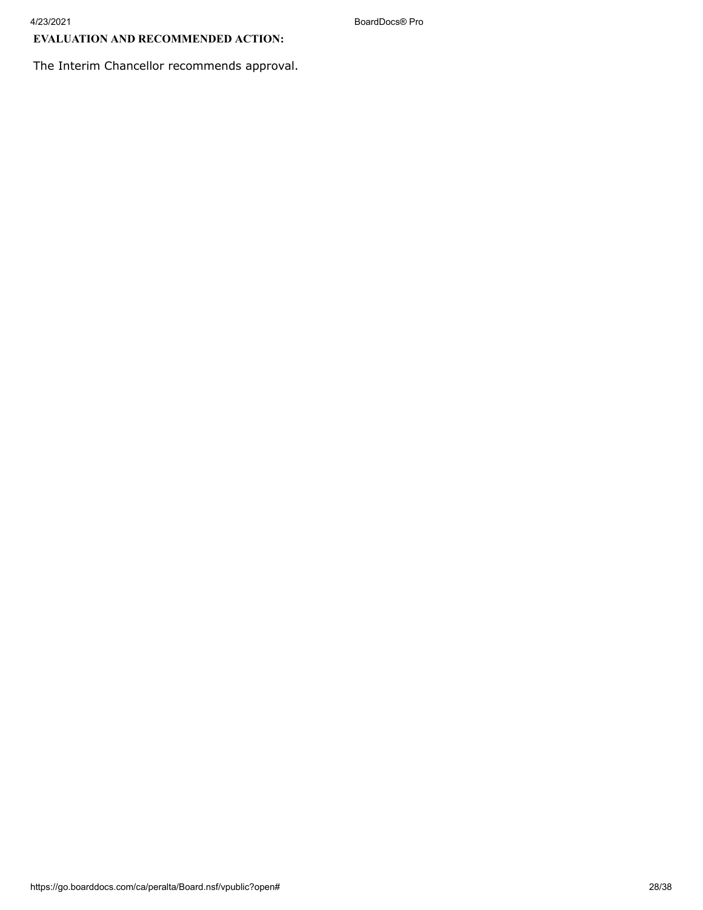**EVALUATION AND RECOMMENDED ACTION:**

The Interim Chancellor recommends approval.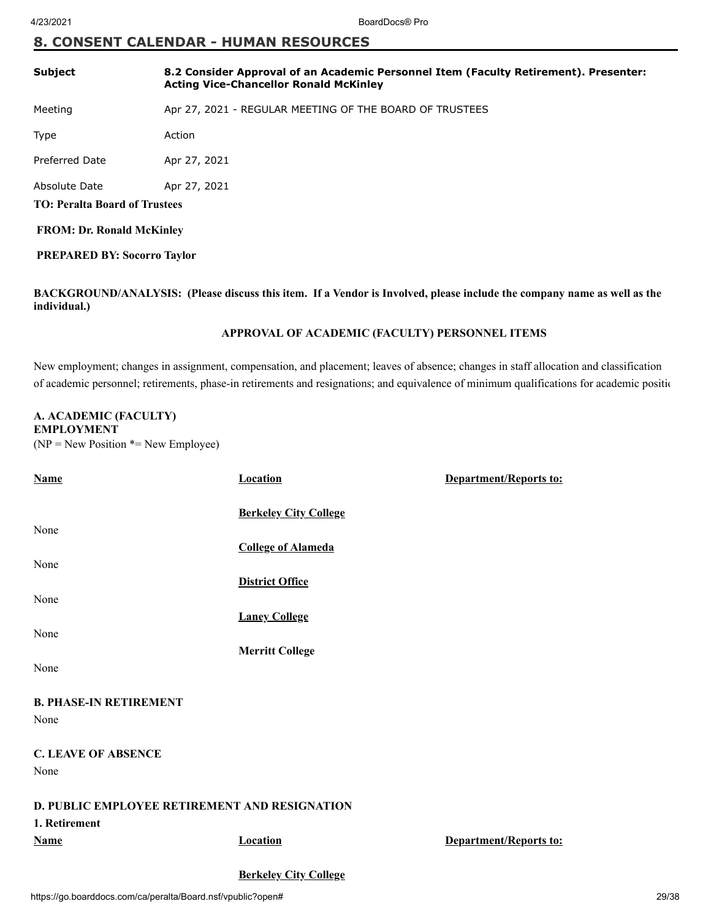## 8. CONSENT CALENDAR - HUMAN RESOURCES

| | |
|---|---|
| **Subject** | **8.2 Consider Approval of an Academic Personnel Item (Faculty Retirement). Presenter: Acting Vice-Chancellor Ronald McKinley** |
| Meeting | Apr 27, 2021 - REGULAR MEETING OF THE BOARD OF TRUSTEES |
| Type | Action |
| Preferred Date | Apr 27, 2021 |
| Absolute Date | Apr 27, 2021 |

**TO: Peralta Board of Trustees**

**FROM: Dr. Ronald McKinley**

**PREPARED BY: Socorro Taylor**

**BACKGROUND/ANALYSIS: (Please discuss this item. If a Vendor is Involved, please include the company name as well as the individual.)**

**APPROVAL OF ACADEMIC (FACULTY) PERSONNEL ITEMS**

New employment; changes in assignment, compensation, and placement; leaves of absence; changes in staff allocation and classification of academic personnel; retirements, phase-in retirements and resignations; and equivalence of minimum qualifications for academic positic

**A. ACADEMIC (FACULTY) EMPLOYMENT**
(NP = New Position *= New Employee)

| Name | Location | Department/Reports to: |
|---|---|---|
| | **Berkeley City College** | |
| None | | |
| | **College of Alameda** | |
| None | | |
| | **District Office** | |
| None | | |
| | **Laney College** | |
| None | | |
| | **Merritt College** | |
| None | | |

**B. PHASE-IN RETIREMENT**

None

**C. LEAVE OF ABSENCE**

None

**D. PUBLIC EMPLOYEE RETIREMENT AND RESIGNATION**

**1. Retirement**

| Name | Location | Department/Reports to: |
|---|---|---|
| | **Berkeley City College** | |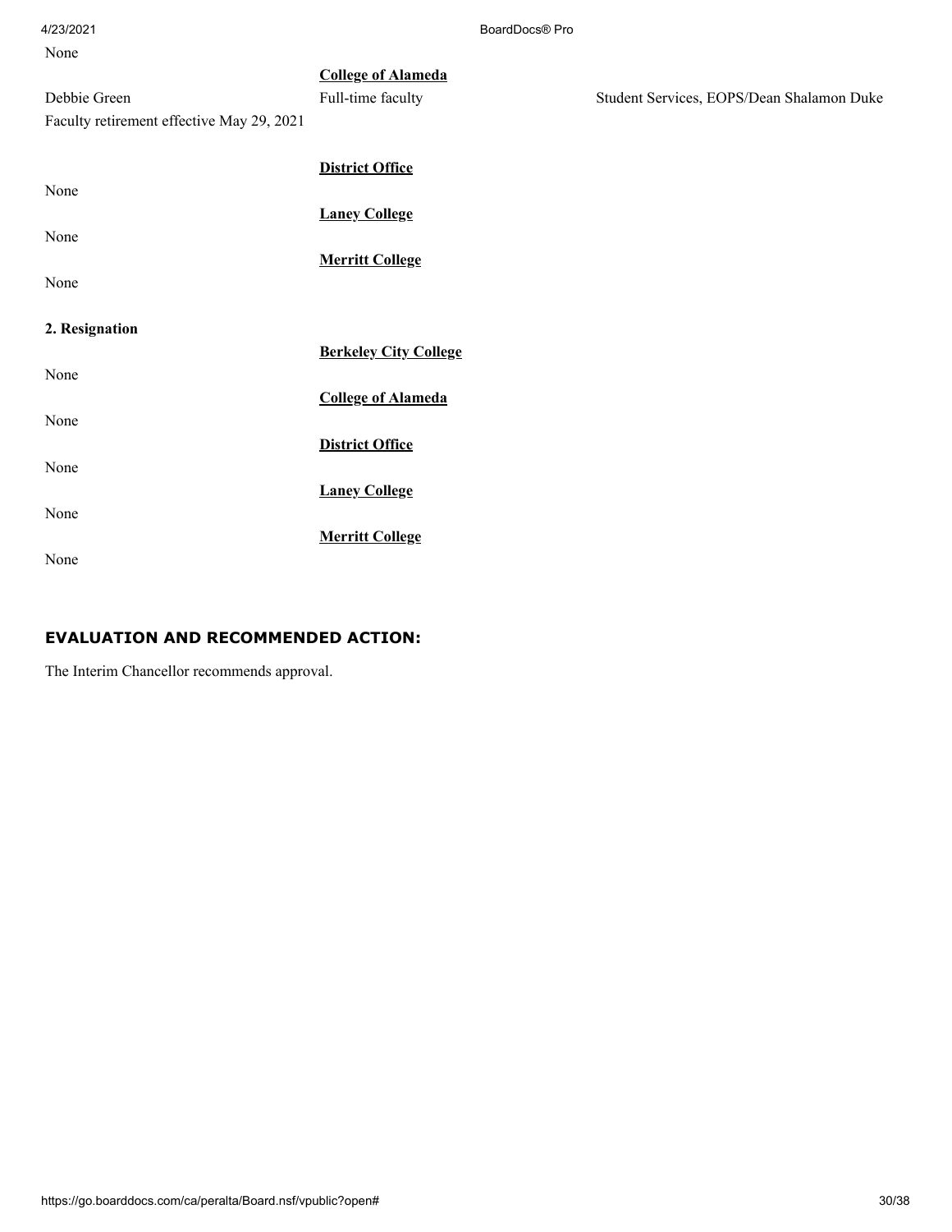None

**College of Alameda**

Debbie Green | Full-time faculty | Student Services, EOPS/Dean Shalamon Duke

Faculty retirement effective May 29, 2021

**District Office**

None

**Laney College**

None

**Merritt College**

None

**2. Resignation**

**Berkeley City College**

None

**College of Alameda**

None

**District Office**

None

**Laney College**

None

**Merritt College**

None

### EVALUATION AND RECOMMENDED ACTION:

The Interim Chancellor recommends approval.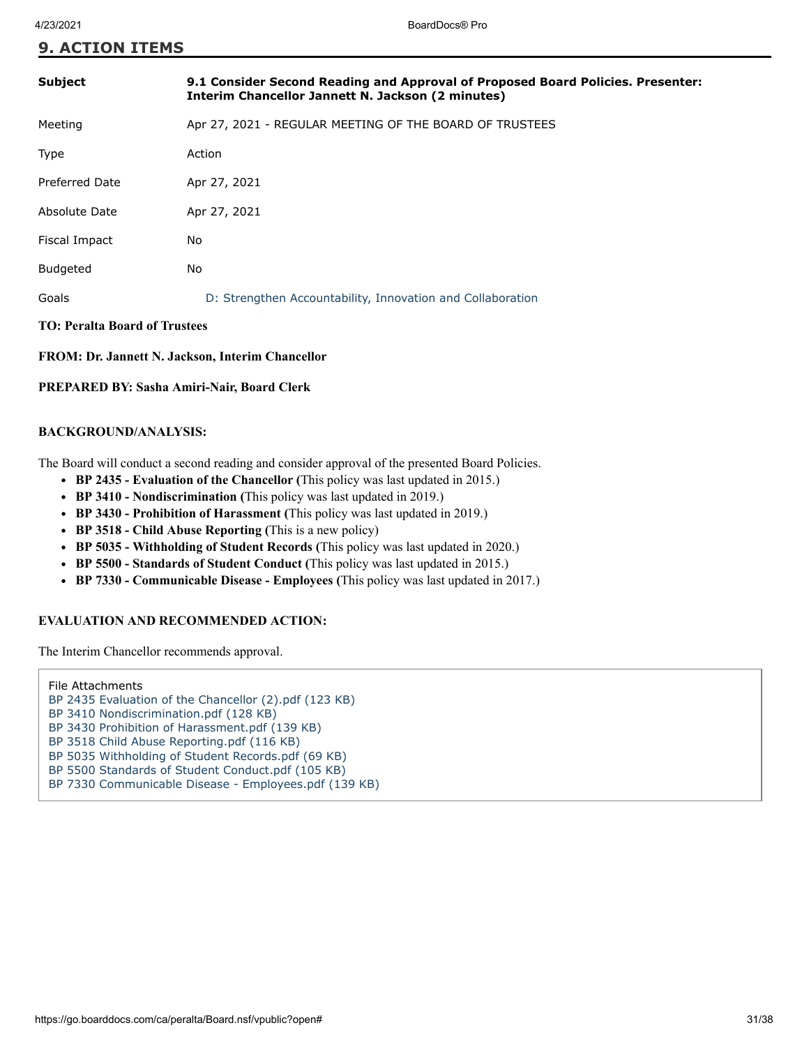## 9. ACTION ITEMS

| | |
|---|---|
| **Subject** | **9.1 Consider Second Reading and Approval of Proposed Board Policies. Presenter: Interim Chancellor Jannett N. Jackson (2 minutes)** |
| Meeting | Apr 27, 2021 - REGULAR MEETING OF THE BOARD OF TRUSTEES |
| Type | Action |
| Preferred Date | Apr 27, 2021 |
| Absolute Date | Apr 27, 2021 |
| Fiscal Impact | No |
| Budgeted | No |
| Goals | D: Strengthen Accountability, Innovation and Collaboration |

**TO: Peralta Board of Trustees**

**FROM: Dr. Jannett N. Jackson, Interim Chancellor**

**PREPARED BY: Sasha Amiri-Nair, Board Clerk**

**BACKGROUND/ANALYSIS:**

The Board will conduct a second reading and consider approval of the presented Board Policies.

- **BP 2435 - Evaluation of the Chancellor (**This policy was last updated in 2015.)
- **BP 3410 - Nondiscrimination (**This policy was last updated in 2019.)
- **BP 3430 - Prohibition of Harassment (**This policy was last updated in 2019.)
- **BP 3518 - Child Abuse Reporting (**This is a new policy)
- **BP 5035 - Withholding of Student Records (**This policy was last updated in 2020.)
- **BP 5500 - Standards of Student Conduct (**This policy was last updated in 2015.)
- **BP 7330 - Communicable Disease - Employees (**This policy was last updated in 2017.)

**EVALUATION AND RECOMMENDED ACTION:**

The Interim Chancellor recommends approval.

File Attachments
BP 2435 Evaluation of the Chancellor (2).pdf (123 KB)
BP 3410 Nondiscrimination.pdf (128 KB)
BP 3430 Prohibition of Harassment.pdf (139 KB)
BP 3518 Child Abuse Reporting.pdf (116 KB)
BP 5035 Withholding of Student Records.pdf (69 KB)
BP 5500 Standards of Student Conduct.pdf (105 KB)
BP 7330 Communicable Disease - Employees.pdf (139 KB)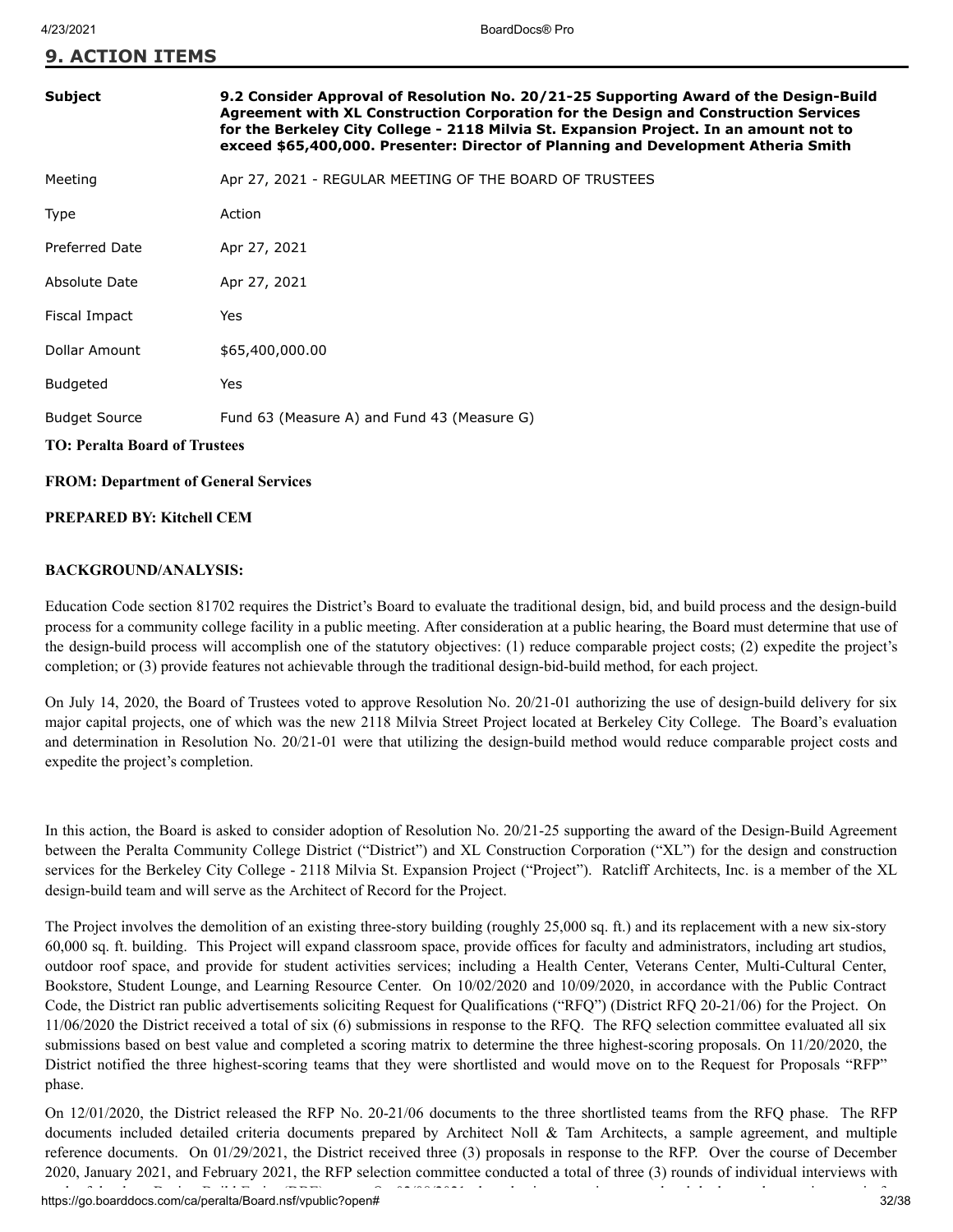## 9. ACTION ITEMS

| | |
|---|---|
| **Subject** | **9.2 Consider Approval of Resolution No. 20/21-25 Supporting Award of the Design-Build Agreement with XL Construction Corporation for the Design and Construction Services for the Berkeley City College - 2118 Milvia St. Expansion Project. In an amount not to exceed $65,400,000. Presenter: Director of Planning and Development Atheria Smith** |
| Meeting | Apr 27, 2021 - REGULAR MEETING OF THE BOARD OF TRUSTEES |
| Type | Action |
| Preferred Date | Apr 27, 2021 |
| Absolute Date | Apr 27, 2021 |
| Fiscal Impact | Yes |
| Dollar Amount | $65,400,000.00 |
| Budgeted | Yes |
| Budget Source | Fund 63 (Measure A) and Fund 43 (Measure G) |

**TO: Peralta Board of Trustees**

**FROM: Department of General Services**

**PREPARED BY: Kitchell CEM**

**BACKGROUND/ANALYSIS:**

Education Code section 81702 requires the District's Board to evaluate the traditional design, bid, and build process and the design-build process for a community college facility in a public meeting. After consideration at a public hearing, the Board must determine that use of the design-build process will accomplish one of the statutory objectives: (1) reduce comparable project costs; (2) expedite the project's completion; or (3) provide features not achievable through the traditional design-bid-build method, for each project.

On July 14, 2020, the Board of Trustees voted to approve Resolution No. 20/21-01 authorizing the use of design-build delivery for six major capital projects, one of which was the new 2118 Milvia Street Project located at Berkeley City College. The Board's evaluation and determination in Resolution No. 20/21-01 were that utilizing the design-build method would reduce comparable project costs and expedite the project's completion.

In this action, the Board is asked to consider adoption of Resolution No. 20/21-25 supporting the award of the Design-Build Agreement between the Peralta Community College District ("District") and XL Construction Corporation ("XL") for the design and construction services for the Berkeley City College - 2118 Milvia St. Expansion Project ("Project"). Ratcliff Architects, Inc. is a member of the XL design-build team and will serve as the Architect of Record for the Project.

The Project involves the demolition of an existing three-story building (roughly 25,000 sq. ft.) and its replacement with a new six-story 60,000 sq. ft. building. This Project will expand classroom space, provide offices for faculty and administrators, including art studios, outdoor roof space, and provide for student activities services; including a Health Center, Veterans Center, Multi-Cultural Center, Bookstore, Student Lounge, and Learning Resource Center. On 10/02/2020 and 10/09/2020, in accordance with the Public Contract Code, the District ran public advertisements soliciting Request for Qualifications ("RFQ") (District RFQ 20-21/06) for the Project. On 11/06/2020 the District received a total of six (6) submissions in response to the RFQ. The RFQ selection committee evaluated all six submissions based on best value and completed a scoring matrix to determine the three highest-scoring proposals. On 11/20/2020, the District notified the three highest-scoring teams that they were shortlisted and would move on to the Request for Proposals "RFP" phase.

On 12/01/2020, the District released the RFP No. 20-21/06 documents to the three shortlisted teams from the RFQ phase. The RFP documents included detailed criteria documents prepared by Architect Noll & Tam Architects, a sample agreement, and multiple reference documents. On 01/29/2021, the District received three (3) proposals in response to the RFP. Over the course of December 2020, January 2021, and February 2021, the RFP selection committee conducted a total of three (3) rounds of individual interviews with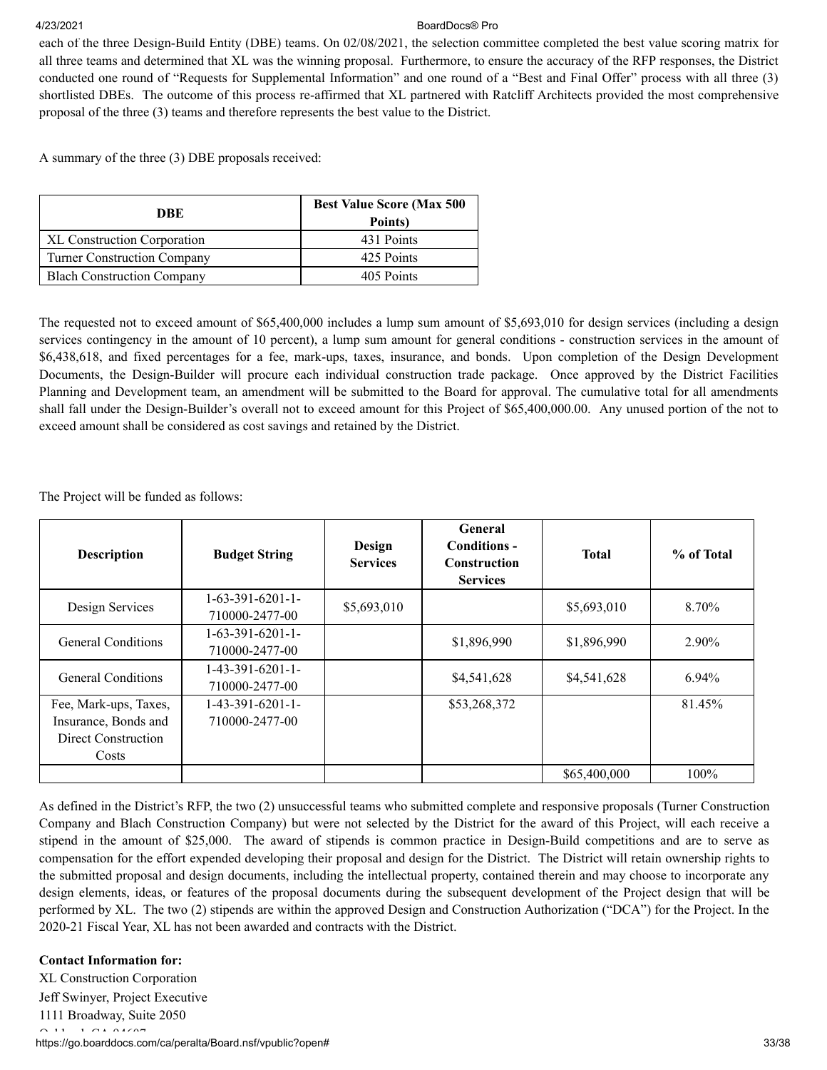each of the three Design-Build Entity (DBE) teams. On 02/08/2021, the selection committee completed the best value scoring matrix for all three teams and determined that XL was the winning proposal. Furthermore, to ensure the accuracy of the RFP responses, the District conducted one round of "Requests for Supplemental Information" and one round of a "Best and Final Offer" process with all three (3) shortlisted DBEs. The outcome of this process re-affirmed that XL partnered with Ratcliff Architects provided the most comprehensive proposal of the three (3) teams and therefore represents the best value to the District.

A summary of the three (3) DBE proposals received:

| DBE | Best Value Score (Max 500 Points) |
|---|---|
| XL Construction Corporation | 431 Points |
| Turner Construction Company | 425 Points |
| Blach Construction Company | 405 Points |

The requested not to exceed amount of $65,400,000 includes a lump sum amount of $5,693,010 for design services (including a design services contingency in the amount of 10 percent), a lump sum amount for general conditions - construction services in the amount of $6,438,618, and fixed percentages for a fee, mark-ups, taxes, insurance, and bonds. Upon completion of the Design Development Documents, the Design-Builder will procure each individual construction trade package. Once approved by the District Facilities Planning and Development team, an amendment will be submitted to the Board for approval. The cumulative total for all amendments shall fall under the Design-Builder's overall not to exceed amount for this Project of $65,400,000.00. Any unused portion of the not to exceed amount shall be considered as cost savings and retained by the District.

The Project will be funded as follows:

| Description | Budget String | Design Services | General Conditions - Construction Services | Total | % of Total |
|---|---|---|---|---|---|
| Design Services | 1-63-391-6201-1-710000-2477-00 | $5,693,010 | | $5,693,010 | 8.70% |
| General Conditions | 1-63-391-6201-1-710000-2477-00 | | $1,896,990 | $1,896,990 | 2.90% |
| General Conditions | 1-43-391-6201-1-710000-2477-00 | | $4,541,628 | $4,541,628 | 6.94% |
| Fee, Mark-ups, Taxes, Insurance, Bonds and Direct Construction Costs | 1-43-391-6201-1-710000-2477-00 | | $53,268,372 | | 81.45% |
| | | | | $65,400,000 | 100% |

As defined in the District's RFP, the two (2) unsuccessful teams who submitted complete and responsive proposals (Turner Construction Company and Blach Construction Company) but were not selected by the District for the award of this Project, will each receive a stipend in the amount of $25,000. The award of stipends is common practice in Design-Build competitions and are to serve as compensation for the effort expended developing their proposal and design for the District. The District will retain ownership rights to the submitted proposal and design documents, including the intellectual property, contained therein and may choose to incorporate any design elements, ideas, or features of the proposal documents during the subsequent development of the Project design that will be performed by XL. The two (2) stipends are within the approved Design and Construction Authorization ("DCA") for the Project. In the 2020-21 Fiscal Year, XL has not been awarded and contracts with the District.

**Contact Information for:**

XL Construction Corporation
Jeff Swinyer, Project Executive
1111 Broadway, Suite 2050
Oakland, CA 94607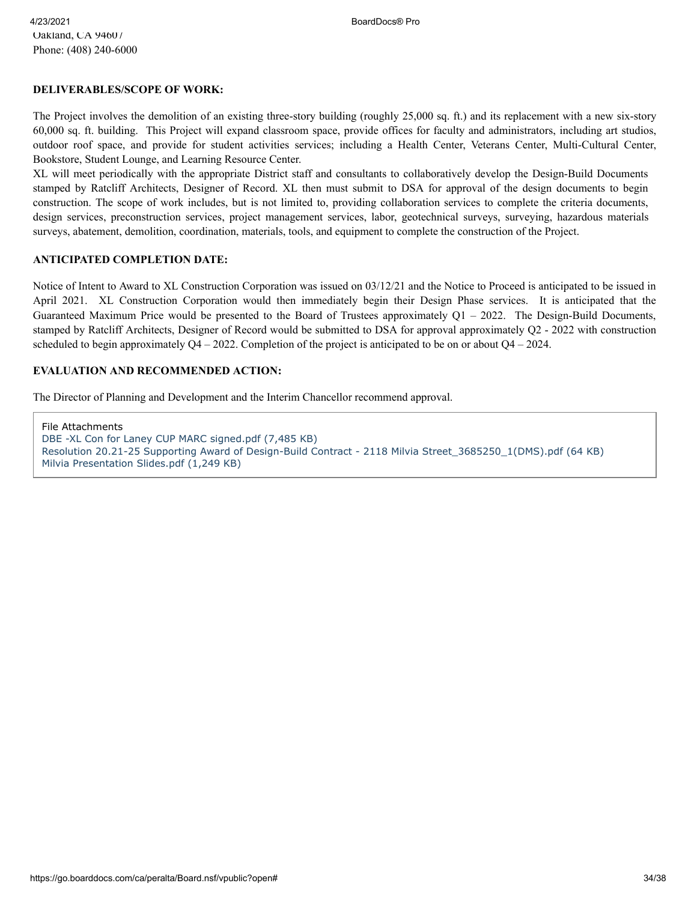Oakland, CA 94607
Phone: (408) 240-6000

**DELIVERABLES/SCOPE OF WORK:**

The Project involves the demolition of an existing three-story building (roughly 25,000 sq. ft.) and its replacement with a new six-story 60,000 sq. ft. building. This Project will expand classroom space, provide offices for faculty and administrators, including art studios, outdoor roof space, and provide for student activities services; including a Health Center, Veterans Center, Multi-Cultural Center, Bookstore, Student Lounge, and Learning Resource Center.

XL will meet periodically with the appropriate District staff and consultants to collaboratively develop the Design-Build Documents stamped by Ratcliff Architects, Designer of Record. XL then must submit to DSA for approval of the design documents to begin construction. The scope of work includes, but is not limited to, providing collaboration services to complete the criteria documents, design services, preconstruction services, project management services, labor, geotechnical surveys, surveying, hazardous materials surveys, abatement, demolition, coordination, materials, tools, and equipment to complete the construction of the Project.

**ANTICIPATED COMPLETION DATE:**

Notice of Intent to Award to XL Construction Corporation was issued on 03/12/21 and the Notice to Proceed is anticipated to be issued in April 2021. XL Construction Corporation would then immediately begin their Design Phase services. It is anticipated that the Guaranteed Maximum Price would be presented to the Board of Trustees approximately Q1 – 2022. The Design-Build Documents, stamped by Ratcliff Architects, Designer of Record would be submitted to DSA for approval approximately Q2 - 2022 with construction scheduled to begin approximately Q4 – 2022. Completion of the project is anticipated to be on or about Q4 – 2024.

**EVALUATION AND RECOMMENDED ACTION:**

The Director of Planning and Development and the Interim Chancellor recommend approval.

File Attachments
DBE -XL Con for Laney CUP MARC signed.pdf (7,485 KB)
Resolution 20.21-25 Supporting Award of Design-Build Contract - 2118 Milvia Street_3685250_1(DMS).pdf (64 KB)
Milvia Presentation Slides.pdf (1,249 KB)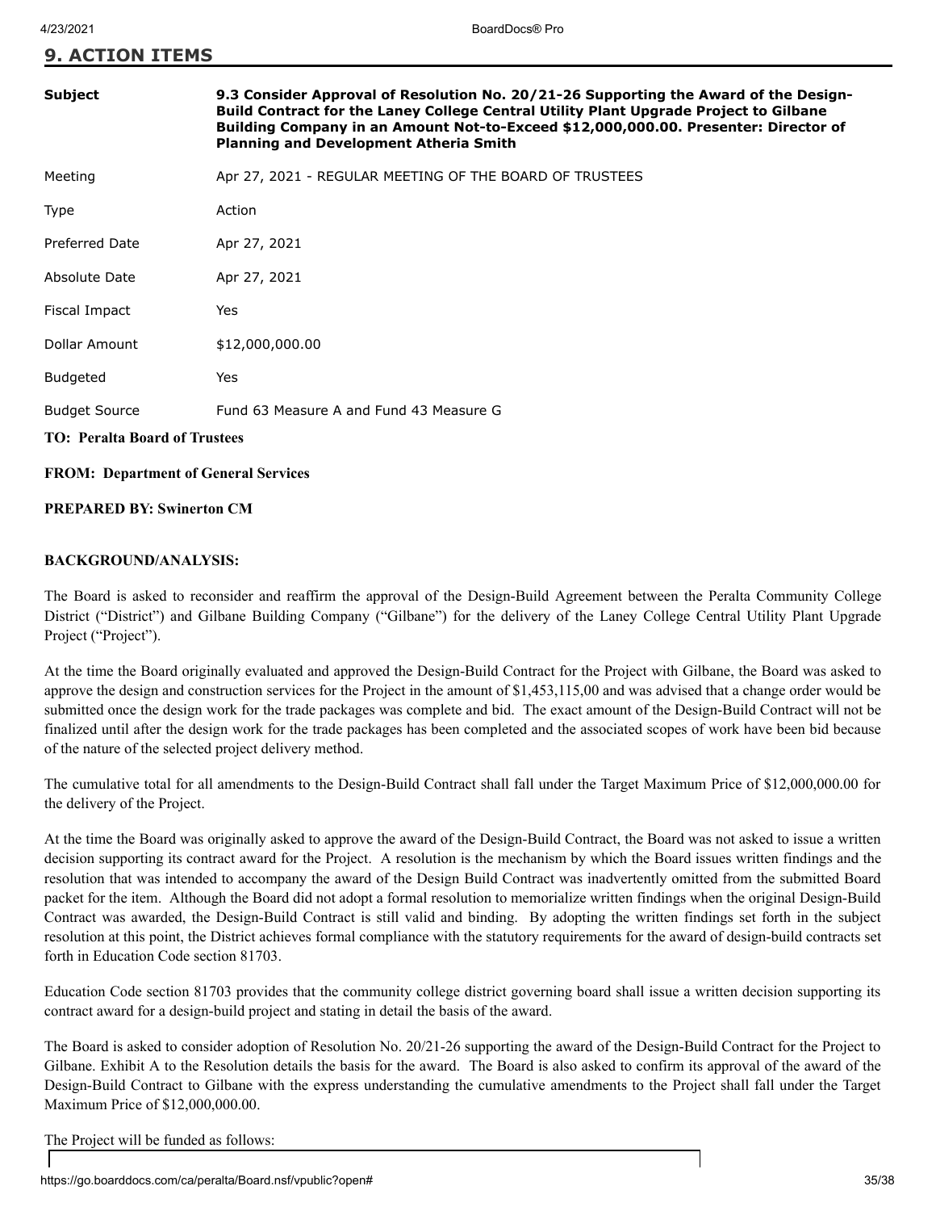# 9. ACTION ITEMS

| | |
|---|---|
| **Subject** | **9.3 Consider Approval of Resolution No. 20/21-26 Supporting the Award of the Design-Build Contract for the Laney College Central Utility Plant Upgrade Project to Gilbane Building Company in an Amount Not-to-Exceed $12,000,000.00. Presenter: Director of Planning and Development Atheria Smith** |
| Meeting | Apr 27, 2021 - REGULAR MEETING OF THE BOARD OF TRUSTEES |
| Type | Action |
| Preferred Date | Apr 27, 2021 |
| Absolute Date | Apr 27, 2021 |
| Fiscal Impact | Yes |
| Dollar Amount | $12,000,000.00 |
| Budgeted | Yes |
| Budget Source | Fund 63 Measure A and Fund 43 Measure G |

**TO: Peralta Board of Trustees**

**FROM: Department of General Services**

**PREPARED BY: Swinerton CM**

**BACKGROUND/ANALYSIS:**

The Board is asked to reconsider and reaffirm the approval of the Design-Build Agreement between the Peralta Community College District ("District") and Gilbane Building Company ("Gilbane") for the delivery of the Laney College Central Utility Plant Upgrade Project ("Project").

At the time the Board originally evaluated and approved the Design-Build Contract for the Project with Gilbane, the Board was asked to approve the design and construction services for the Project in the amount of $1,453,115,00 and was advised that a change order would be submitted once the design work for the trade packages was complete and bid. The exact amount of the Design-Build Contract will not be finalized until after the design work for the trade packages has been completed and the associated scopes of work have been bid because of the nature of the selected project delivery method.

The cumulative total for all amendments to the Design-Build Contract shall fall under the Target Maximum Price of $12,000,000.00 for the delivery of the Project.

At the time the Board was originally asked to approve the award of the Design-Build Contract, the Board was not asked to issue a written decision supporting its contract award for the Project. A resolution is the mechanism by which the Board issues written findings and the resolution that was intended to accompany the award of the Design Build Contract was inadvertently omitted from the submitted Board packet for the item. Although the Board did not adopt a formal resolution to memorialize written findings when the original Design-Build Contract was awarded, the Design-Build Contract is still valid and binding. By adopting the written findings set forth in the subject resolution at this point, the District achieves formal compliance with the statutory requirements for the award of design-build contracts set forth in Education Code section 81703.

Education Code section 81703 provides that the community college district governing board shall issue a written decision supporting its contract award for a design-build project and stating in detail the basis of the award.

The Board is asked to consider adoption of Resolution No. 20/21-26 supporting the award of the Design-Build Contract for the Project to Gilbane. Exhibit A to the Resolution details the basis for the award. The Board is also asked to confirm its approval of the award of the Design-Build Contract to Gilbane with the express understanding the cumulative amendments to the Project shall fall under the Target Maximum Price of $12,000,000.00.

The Project will be funded as follows: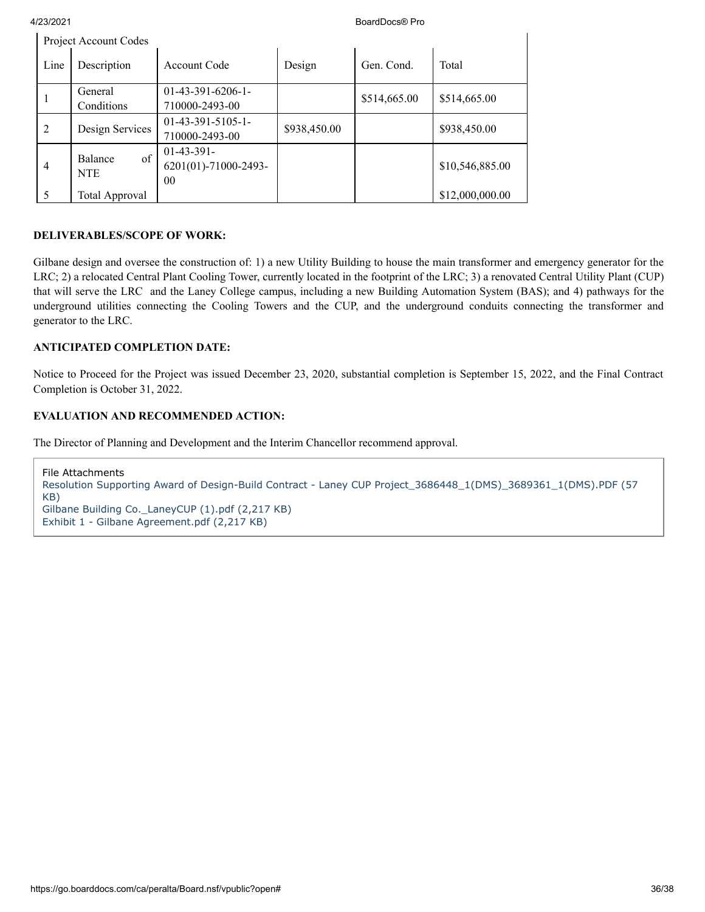| Project Account Codes | | | | | |
|---|---|---|---|---|---|
| Line | Description | Account Code | Design | Gen. Cond. | Total |
| 1 | General Conditions | 01-43-391-6206-1-710000-2493-00 | | $514,665.00 | $514,665.00 |
| 2 | Design Services | 01-43-391-5105-1-710000-2493-00 | $938,450.00 | | $938,450.00 |
| 4 | Balance of NTE | 01-43-391-6201(01)-71000-2493-00 | | | $10,546,885.00 |
| 5 | Total Approval | | | | $12,000,000.00 |

**DELIVERABLES/SCOPE OF WORK:**

Gilbane design and oversee the construction of: 1) a new Utility Building to house the main transformer and emergency generator for the LRC; 2) a relocated Central Plant Cooling Tower, currently located in the footprint of the LRC; 3) a renovated Central Utility Plant (CUP) that will serve the LRC and the Laney College campus, including a new Building Automation System (BAS); and 4) pathways for the underground utilities connecting the Cooling Towers and the CUP, and the underground conduits connecting the transformer and generator to the LRC.

**ANTICIPATED COMPLETION DATE:**

Notice to Proceed for the Project was issued December 23, 2020, substantial completion is September 15, 2022, and the Final Contract Completion is October 31, 2022.

**EVALUATION AND RECOMMENDED ACTION:**

The Director of Planning and Development and the Interim Chancellor recommend approval.

File Attachments

Resolution Supporting Award of Design-Build Contract - Laney CUP Project_3686448_1(DMS)_3689361_1(DMS).PDF (57 KB)

Gilbane Building Co._LaneyCUP (1).pdf (2,217 KB)

Exhibit 1 - Gilbane Agreement.pdf (2,217 KB)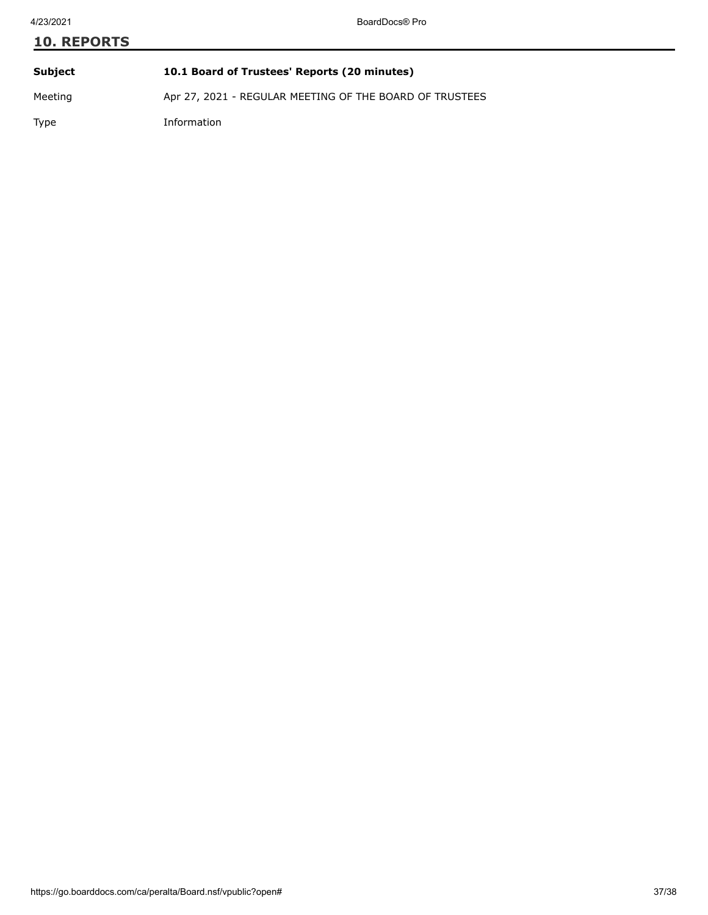## 10. REPORTS

| | |
|---|---|
| **Subject** | **10.1 Board of Trustees' Reports (20 minutes)** |
| Meeting | Apr 27, 2021 - REGULAR MEETING OF THE BOARD OF TRUSTEES |
| Type | Information |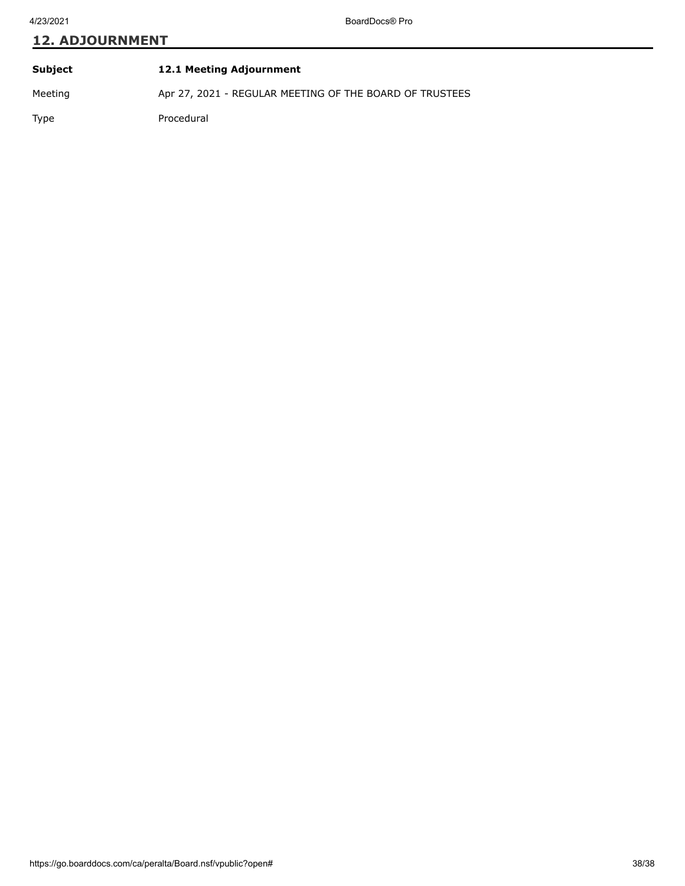## 12. ADJOURNMENT

| | |
|---|---|
| **Subject** | **12.1 Meeting Adjournment** |
| Meeting | Apr 27, 2021 - REGULAR MEETING OF THE BOARD OF TRUSTEES |
| Type | Procedural |